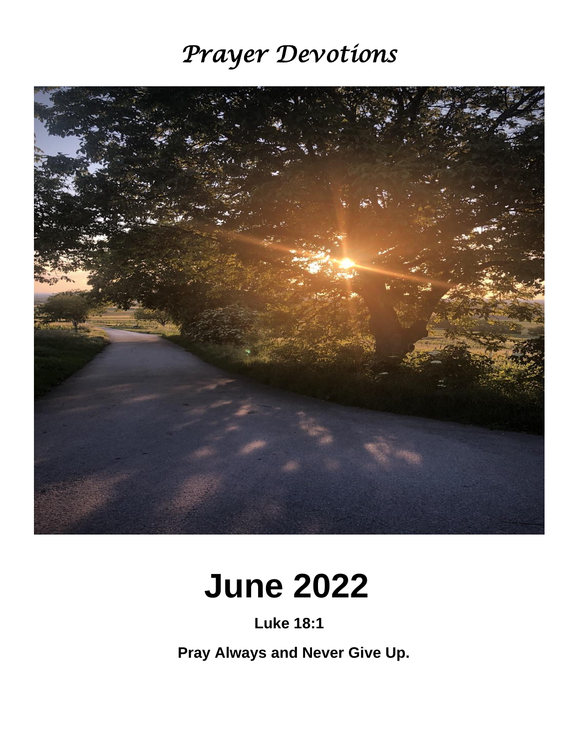# *Prayer Devotions*

# June 2022

**Luke 18:1**

**Pray Always and Never Give Up.**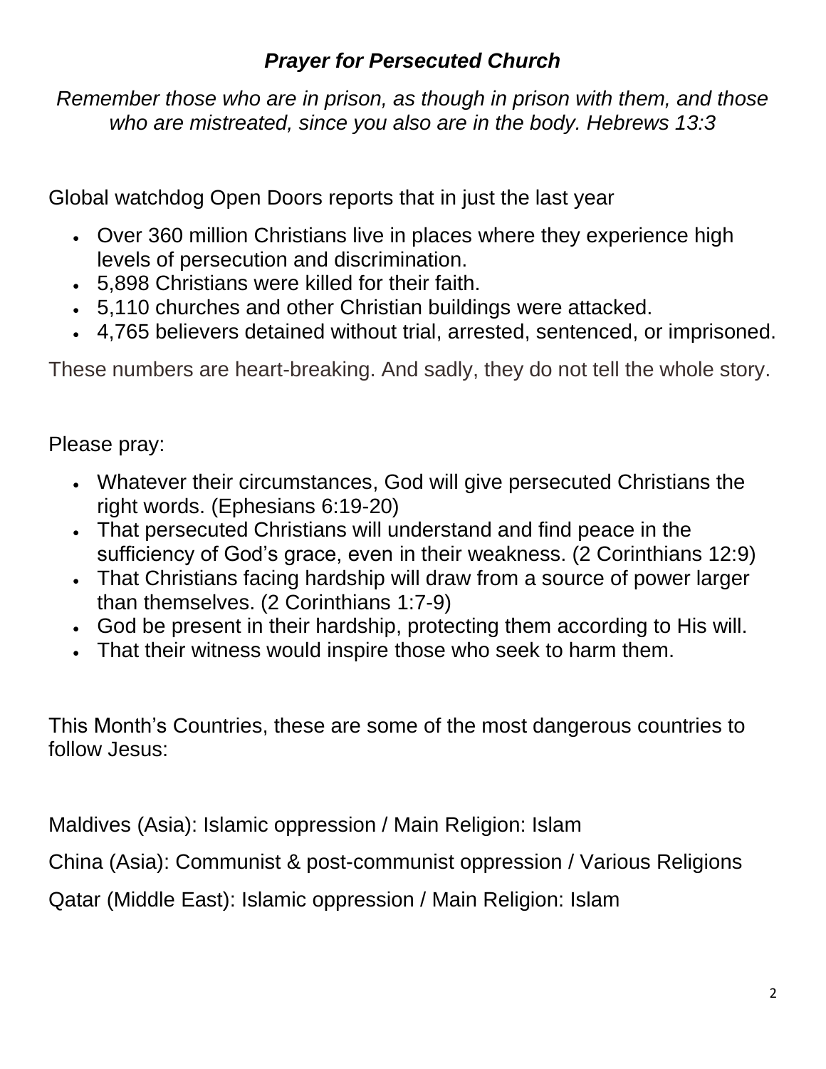## *Prayer for Persecuted Church*

*Remember those who are in prison, as though in prison with them, and those who are mistreated, since you also are in the body. Hebrews 13:3*

Global watchdog Open Doors reports that in just the last year

- Over 360 million Christians live in places where they experience high levels of persecution and discrimination.
- 5,898 Christians were killed for their faith.
- 5,110 churches and other Christian buildings were attacked.
- 4,765 believers detained without trial, arrested, sentenced, or imprisoned.

These numbers are heart-breaking. And sadly, they do not tell the whole story.

Please pray:

- Whatever their circumstances, God will give persecuted Christians the right words. (Ephesians 6:19-20)
- That persecuted Christians will understand and find peace in the sufficiency of God's grace, even in their weakness. (2 Corinthians 12:9)
- That Christians facing hardship will draw from a source of power larger than themselves. (2 Corinthians 1:7-9)
- God be present in their hardship, protecting them according to His will.
- That their witness would inspire those who seek to harm them.

This Month's Countries, these are some of the most dangerous countries to follow Jesus:

Maldives (Asia): Islamic oppression / Main Religion: Islam

China (Asia): Communist & post-communist oppression / Various Religions

Qatar (Middle East): Islamic oppression / Main Religion: Islam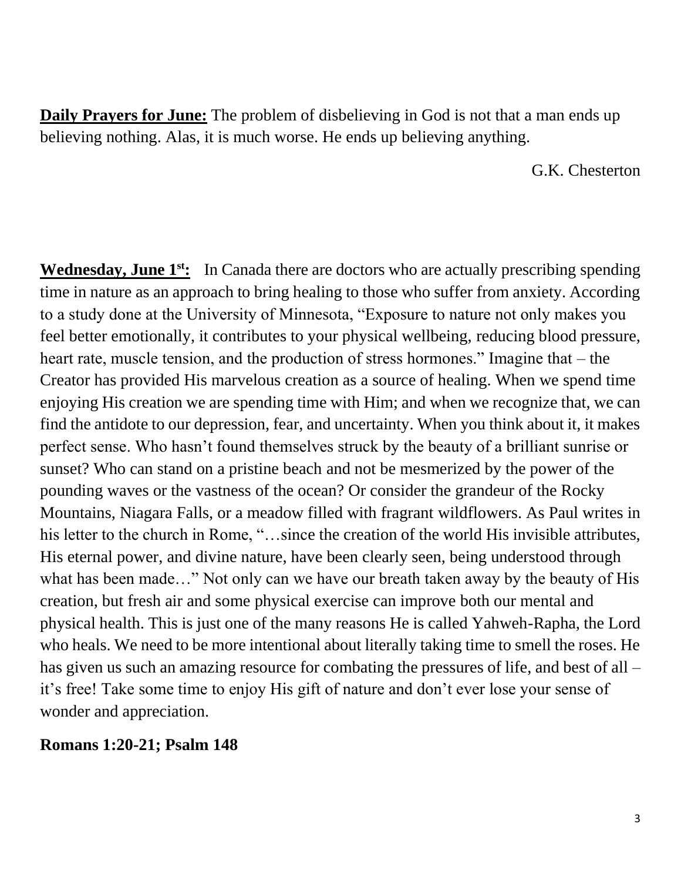**Daily Prayers for June:** The problem of disbelieving in God is not that a man ends up believing nothing. Alas, it is much worse. He ends up believing anything.

G.K. Chesterton

**Wednesday, June 1st:** In Canada there are doctors who are actually prescribing spending time in nature as an approach to bring healing to those who suffer from anxiety. According to a study done at the University of Minnesota, "Exposure to nature not only makes you feel better emotionally, it contributes to your physical wellbeing, reducing blood pressure, heart rate, muscle tension, and the production of stress hormones." Imagine that – the Creator has provided His marvelous creation as a source of healing. When we spend time enjoying His creation we are spending time with Him; and when we recognize that, we can find the antidote to our depression, fear, and uncertainty. When you think about it, it makes perfect sense. Who hasn't found themselves struck by the beauty of a brilliant sunrise or sunset? Who can stand on a pristine beach and not be mesmerized by the power of the pounding waves or the vastness of the ocean? Or consider the grandeur of the Rocky Mountains, Niagara Falls, or a meadow filled with fragrant wildflowers. As Paul writes in his letter to the church in Rome, "…since the creation of the world His invisible attributes, His eternal power, and divine nature, have been clearly seen, being understood through what has been made…" Not only can we have our breath taken away by the beauty of His creation, but fresh air and some physical exercise can improve both our mental and physical health. This is just one of the many reasons He is called Yahweh-Rapha, the Lord who heals. We need to be more intentional about literally taking time to smell the roses. He has given us such an amazing resource for combating the pressures of life, and best of all – it's free! Take some time to enjoy His gift of nature and don't ever lose your sense of wonder and appreciation.

**Romans 1:20-21; Psalm 148**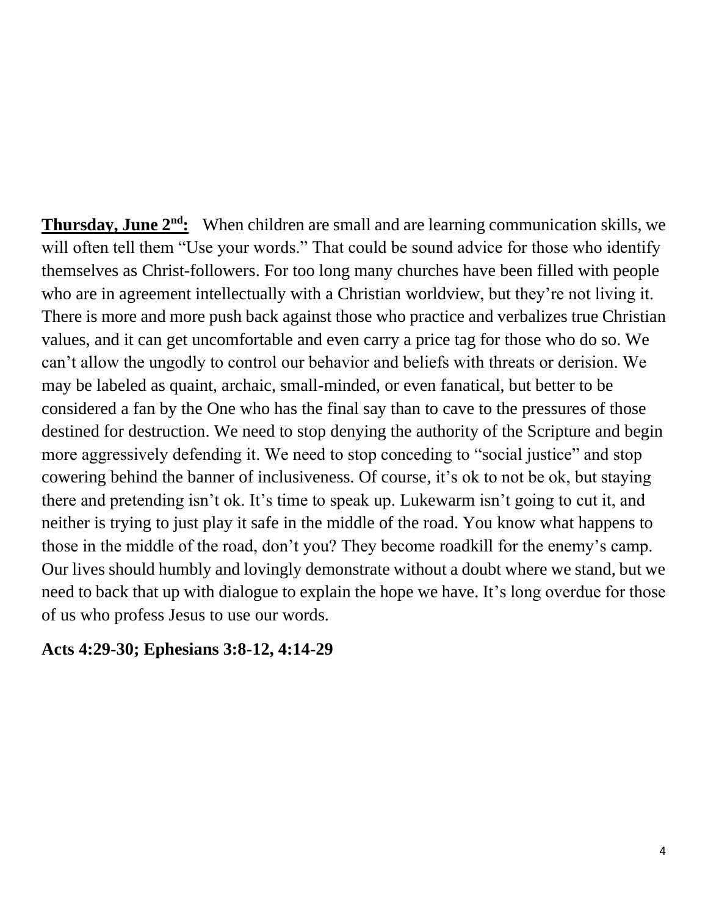**<u>Thursday, June 2nd:</u>** When children are small and are learning communication skills, we will often tell them "Use your words." That could be sound advice for those who identify themselves as Christ-followers. For too long many churches have been filled with people who are in agreement intellectually with a Christian worldview, but they're not living it. There is more and more push back against those who practice and verbalizes true Christian values, and it can get uncomfortable and even carry a price tag for those who do so. We can't allow the ungodly to control our behavior and beliefs with threats or derision. We may be labeled as quaint, archaic, small-minded, or even fanatical, but better to be considered a fan by the One who has the final say than to cave to the pressures of those destined for destruction. We need to stop denying the authority of the Scripture and begin more aggressively defending it. We need to stop conceding to "social justice" and stop cowering behind the banner of inclusiveness. Of course, it's ok to not be ok, but staying there and pretending isn't ok. It's time to speak up. Lukewarm isn't going to cut it, and neither is trying to just play it safe in the middle of the road. You know what happens to those in the middle of the road, don't you? They become roadkill for the enemy's camp. Our lives should humbly and lovingly demonstrate without a doubt where we stand, but we need to back that up with dialogue to explain the hope we have. It's long overdue for those of us who profess Jesus to use our words.

**Acts 4:29-30; Ephesians 3:8-12, 4:14-29**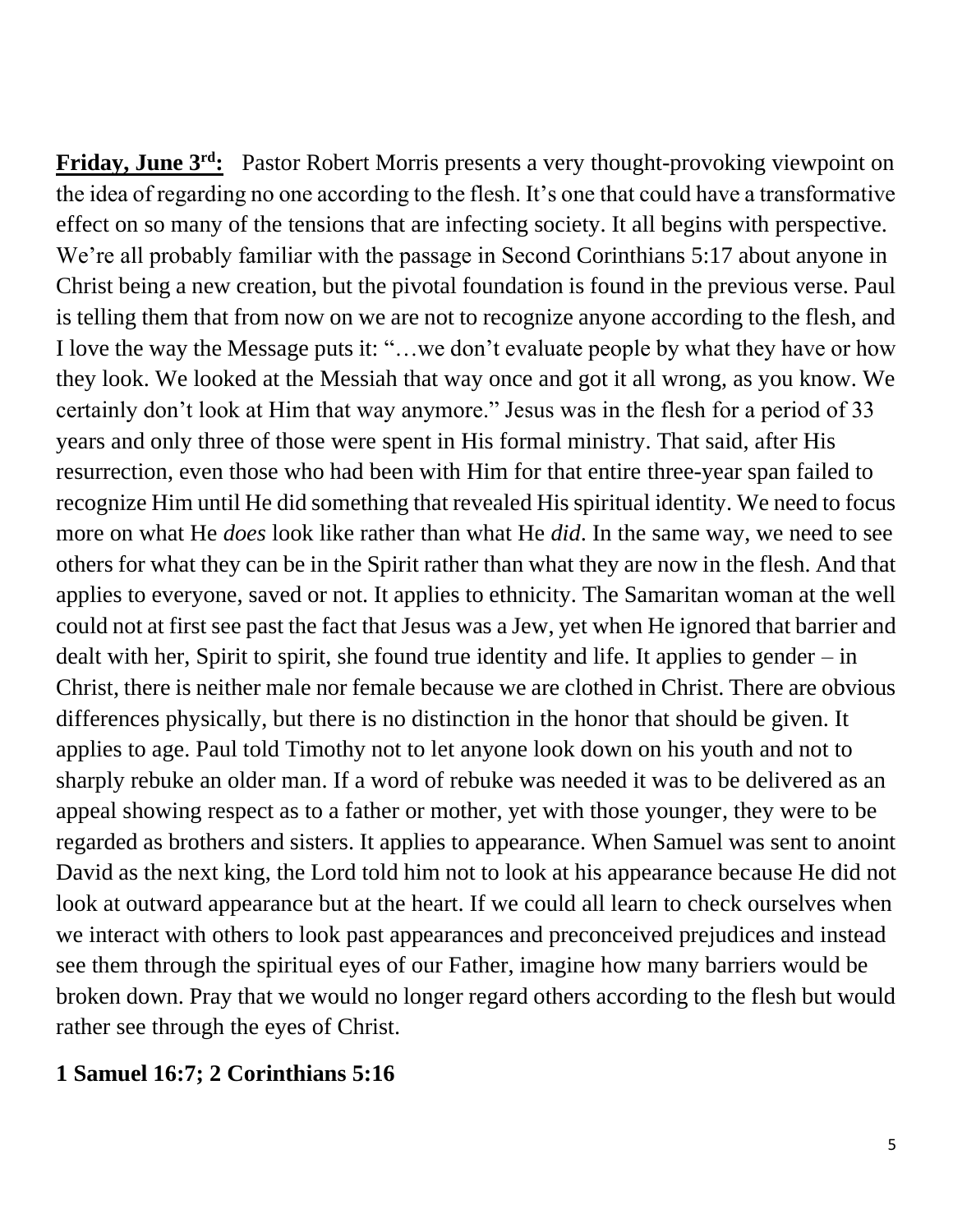**Friday, June 3rd:** Pastor Robert Morris presents a very thought-provoking viewpoint on the idea of regarding no one according to the flesh. It's one that could have a transformative effect on so many of the tensions that are infecting society. It all begins with perspective. We're all probably familiar with the passage in Second Corinthians 5:17 about anyone in Christ being a new creation, but the pivotal foundation is found in the previous verse. Paul is telling them that from now on we are not to recognize anyone according to the flesh, and I love the way the Message puts it: "…we don't evaluate people by what they have or how they look. We looked at the Messiah that way once and got it all wrong, as you know. We certainly don't look at Him that way anymore." Jesus was in the flesh for a period of 33 years and only three of those were spent in His formal ministry. That said, after His resurrection, even those who had been with Him for that entire three-year span failed to recognize Him until He did something that revealed His spiritual identity. We need to focus more on what He *does* look like rather than what He *did*. In the same way, we need to see others for what they can be in the Spirit rather than what they are now in the flesh. And that applies to everyone, saved or not. It applies to ethnicity. The Samaritan woman at the well could not at first see past the fact that Jesus was a Jew, yet when He ignored that barrier and dealt with her, Spirit to spirit, she found true identity and life. It applies to gender – in Christ, there is neither male nor female because we are clothed in Christ. There are obvious differences physically, but there is no distinction in the honor that should be given. It applies to age. Paul told Timothy not to let anyone look down on his youth and not to sharply rebuke an older man. If a word of rebuke was needed it was to be delivered as an appeal showing respect as to a father or mother, yet with those younger, they were to be regarded as brothers and sisters. It applies to appearance. When Samuel was sent to anoint David as the next king, the Lord told him not to look at his appearance because He did not look at outward appearance but at the heart. If we could all learn to check ourselves when we interact with others to look past appearances and preconceived prejudices and instead see them through the spiritual eyes of our Father, imagine how many barriers would be broken down. Pray that we would no longer regard others according to the flesh but would rather see through the eyes of Christ.

**1 Samuel 16:7; 2 Corinthians 5:16**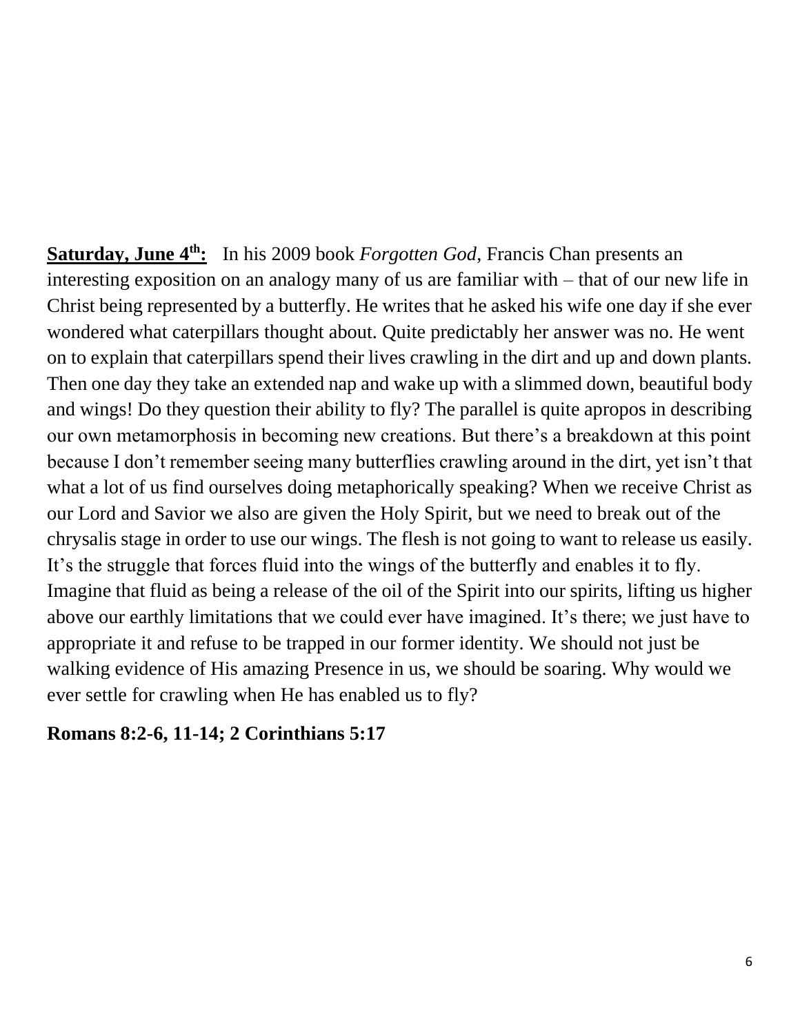**Saturday, June 4th:** In his 2009 book *Forgotten God*, Francis Chan presents an interesting exposition on an analogy many of us are familiar with – that of our new life in Christ being represented by a butterfly. He writes that he asked his wife one day if she ever wondered what caterpillars thought about. Quite predictably her answer was no. He went on to explain that caterpillars spend their lives crawling in the dirt and up and down plants. Then one day they take an extended nap and wake up with a slimmed down, beautiful body and wings! Do they question their ability to fly? The parallel is quite apropos in describing our own metamorphosis in becoming new creations. But there's a breakdown at this point because I don't remember seeing many butterflies crawling around in the dirt, yet isn't that what a lot of us find ourselves doing metaphorically speaking? When we receive Christ as our Lord and Savior we also are given the Holy Spirit, but we need to break out of the chrysalis stage in order to use our wings. The flesh is not going to want to release us easily. It's the struggle that forces fluid into the wings of the butterfly and enables it to fly. Imagine that fluid as being a release of the oil of the Spirit into our spirits, lifting us higher above our earthly limitations that we could ever have imagined. It's there; we just have to appropriate it and refuse to be trapped in our former identity. We should not just be walking evidence of His amazing Presence in us, we should be soaring. Why would we ever settle for crawling when He has enabled us to fly?

**Romans 8:2-6, 11-14; 2 Corinthians 5:17**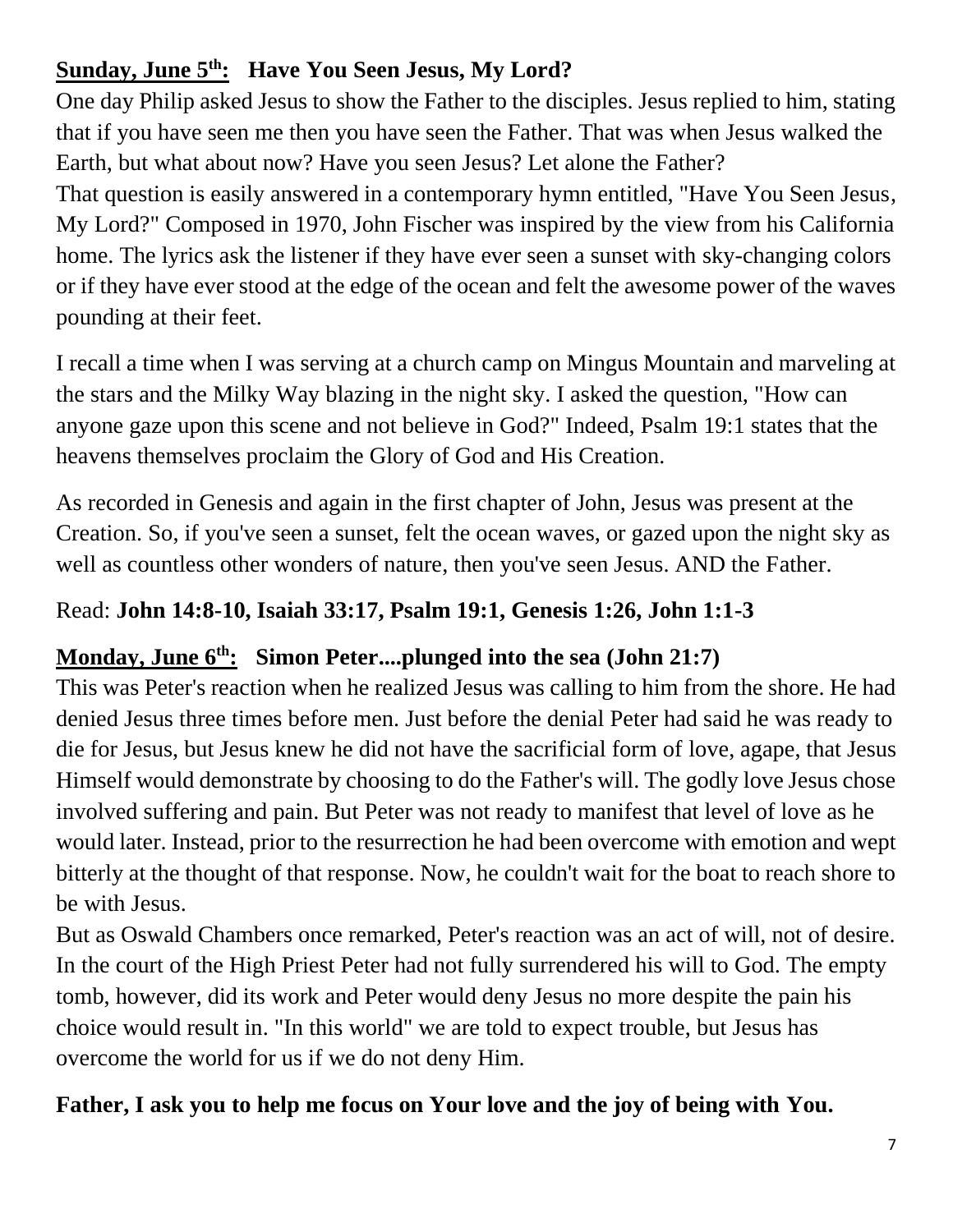**Sunday, June 5th: Have You Seen Jesus, My Lord?**

One day Philip asked Jesus to show the Father to the disciples. Jesus replied to him, stating that if you have seen me then you have seen the Father. That was when Jesus walked the Earth, but what about now? Have you seen Jesus? Let alone the Father?
That question is easily answered in a contemporary hymn entitled, "Have You Seen Jesus, My Lord?" Composed in 1970, John Fischer was inspired by the view from his California home. The lyrics ask the listener if they have ever seen a sunset with sky-changing colors or if they have ever stood at the edge of the ocean and felt the awesome power of the waves pounding at their feet.

I recall a time when I was serving at a church camp on Mingus Mountain and marveling at the stars and the Milky Way blazing in the night sky. I asked the question, "How can anyone gaze upon this scene and not believe in God?" Indeed, Psalm 19:1 states that the heavens themselves proclaim the Glory of God and His Creation.

As recorded in Genesis and again in the first chapter of John, Jesus was present at the Creation. So, if you've seen a sunset, felt the ocean waves, or gazed upon the night sky as well as countless other wonders of nature, then you've seen Jesus. AND the Father.

Read: **John 14:8-10, Isaiah 33:17, Psalm 19:1, Genesis 1:26, John 1:1-3**

**Monday, June 6th: Simon Peter....plunged into the sea (John 21:7)**

This was Peter's reaction when he realized Jesus was calling to him from the shore. He had denied Jesus three times before men. Just before the denial Peter had said he was ready to die for Jesus, but Jesus knew he did not have the sacrificial form of love, agape, that Jesus Himself would demonstrate by choosing to do the Father's will. The godly love Jesus chose involved suffering and pain. But Peter was not ready to manifest that level of love as he would later. Instead, prior to the resurrection he had been overcome with emotion and wept bitterly at the thought of that response. Now, he couldn't wait for the boat to reach shore to be with Jesus.
But as Oswald Chambers once remarked, Peter's reaction was an act of will, not of desire. In the court of the High Priest Peter had not fully surrendered his will to God. The empty tomb, however, did its work and Peter would deny Jesus no more despite the pain his choice would result in. "In this world" we are told to expect trouble, but Jesus has overcome the world for us if we do not deny Him.

**Father, I ask you to help me focus on Your love and the joy of being with You.**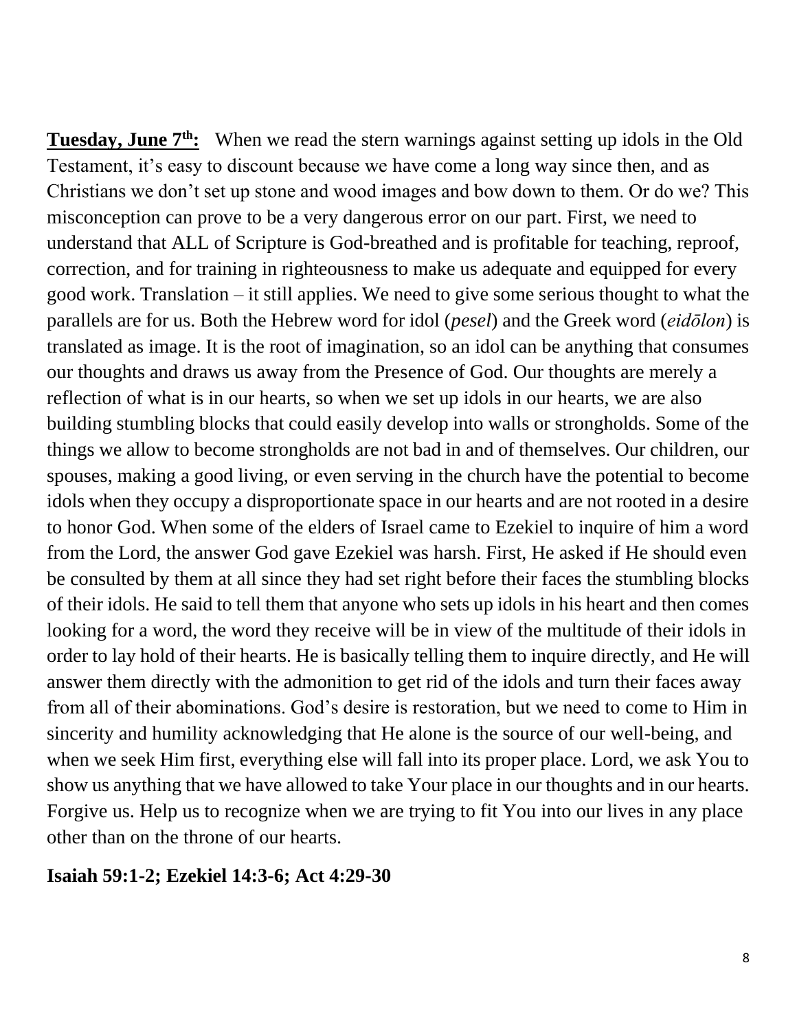**<u>Tuesday, June 7th:</u>** When we read the stern warnings against setting up idols in the Old Testament, it's easy to discount because we have come a long way since then, and as Christians we don't set up stone and wood images and bow down to them. Or do we? This misconception can prove to be a very dangerous error on our part. First, we need to understand that ALL of Scripture is God-breathed and is profitable for teaching, reproof, correction, and for training in righteousness to make us adequate and equipped for every good work. Translation – it still applies. We need to give some serious thought to what the parallels are for us. Both the Hebrew word for idol (*pesel*) and the Greek word (*eidōlon*) is translated as image. It is the root of imagination, so an idol can be anything that consumes our thoughts and draws us away from the Presence of God. Our thoughts are merely a reflection of what is in our hearts, so when we set up idols in our hearts, we are also building stumbling blocks that could easily develop into walls or strongholds. Some of the things we allow to become strongholds are not bad in and of themselves. Our children, our spouses, making a good living, or even serving in the church have the potential to become idols when they occupy a disproportionate space in our hearts and are not rooted in a desire to honor God. When some of the elders of Israel came to Ezekiel to inquire of him a word from the Lord, the answer God gave Ezekiel was harsh. First, He asked if He should even be consulted by them at all since they had set right before their faces the stumbling blocks of their idols. He said to tell them that anyone who sets up idols in his heart and then comes looking for a word, the word they receive will be in view of the multitude of their idols in order to lay hold of their hearts. He is basically telling them to inquire directly, and He will answer them directly with the admonition to get rid of the idols and turn their faces away from all of their abominations. God's desire is restoration, but we need to come to Him in sincerity and humility acknowledging that He alone is the source of our well-being, and when we seek Him first, everything else will fall into its proper place. Lord, we ask You to show us anything that we have allowed to take Your place in our thoughts and in our hearts. Forgive us. Help us to recognize when we are trying to fit You into our lives in any place other than on the throne of our hearts.

**Isaiah 59:1-2; Ezekiel 14:3-6; Act 4:29-30**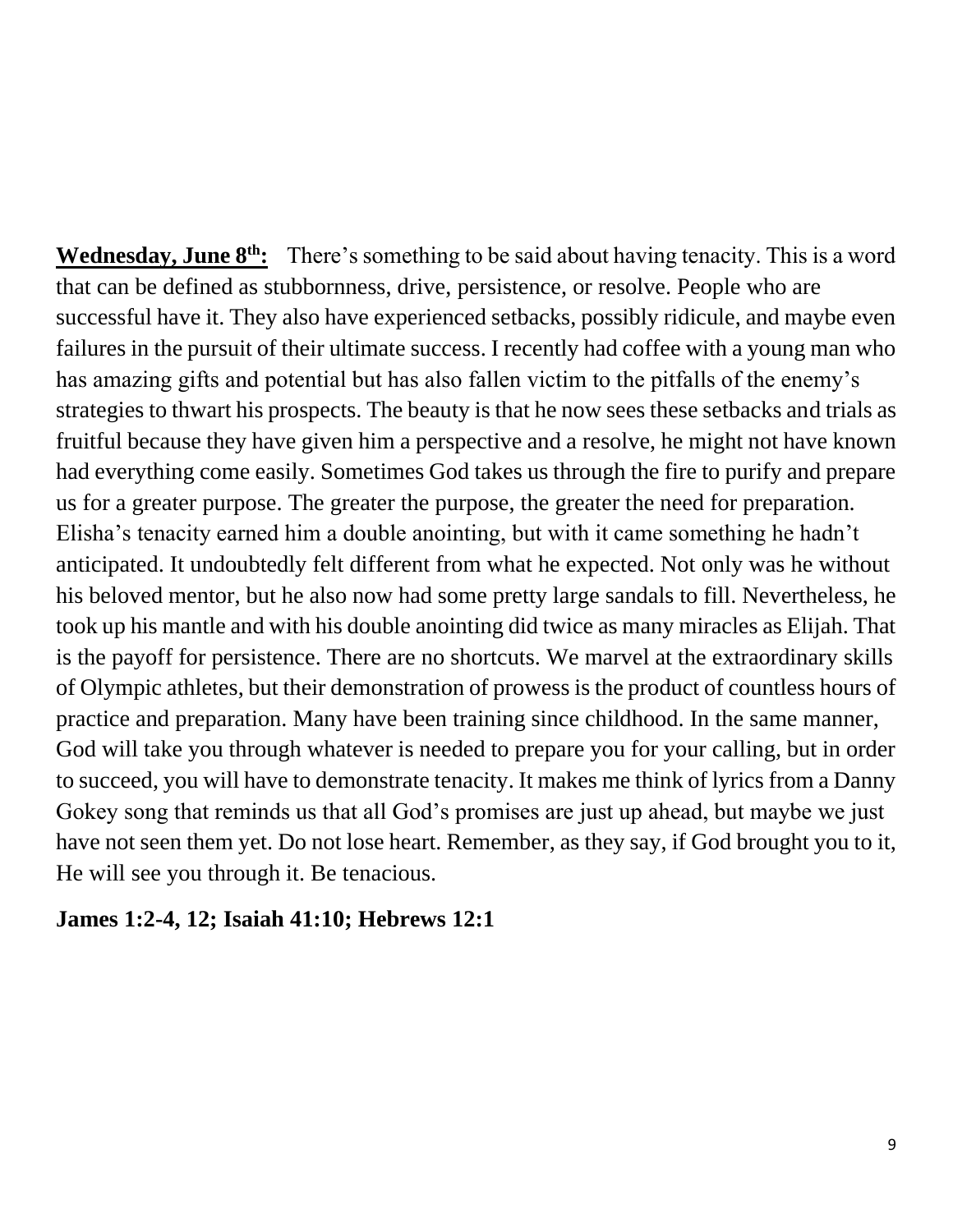**Wednesday, June 8th:** There's something to be said about having tenacity. This is a word that can be defined as stubbornness, drive, persistence, or resolve. People who are successful have it. They also have experienced setbacks, possibly ridicule, and maybe even failures in the pursuit of their ultimate success. I recently had coffee with a young man who has amazing gifts and potential but has also fallen victim to the pitfalls of the enemy's strategies to thwart his prospects. The beauty is that he now sees these setbacks and trials as fruitful because they have given him a perspective and a resolve, he might not have known had everything come easily. Sometimes God takes us through the fire to purify and prepare us for a greater purpose. The greater the purpose, the greater the need for preparation. Elisha's tenacity earned him a double anointing, but with it came something he hadn't anticipated. It undoubtedly felt different from what he expected. Not only was he without his beloved mentor, but he also now had some pretty large sandals to fill. Nevertheless, he took up his mantle and with his double anointing did twice as many miracles as Elijah. That is the payoff for persistence. There are no shortcuts. We marvel at the extraordinary skills of Olympic athletes, but their demonstration of prowess is the product of countless hours of practice and preparation. Many have been training since childhood. In the same manner, God will take you through whatever is needed to prepare you for your calling, but in order to succeed, you will have to demonstrate tenacity. It makes me think of lyrics from a Danny Gokey song that reminds us that all God's promises are just up ahead, but maybe we just have not seen them yet. Do not lose heart. Remember, as they say, if God brought you to it, He will see you through it. Be tenacious.

**James 1:2-4, 12; Isaiah 41:10; Hebrews 12:1**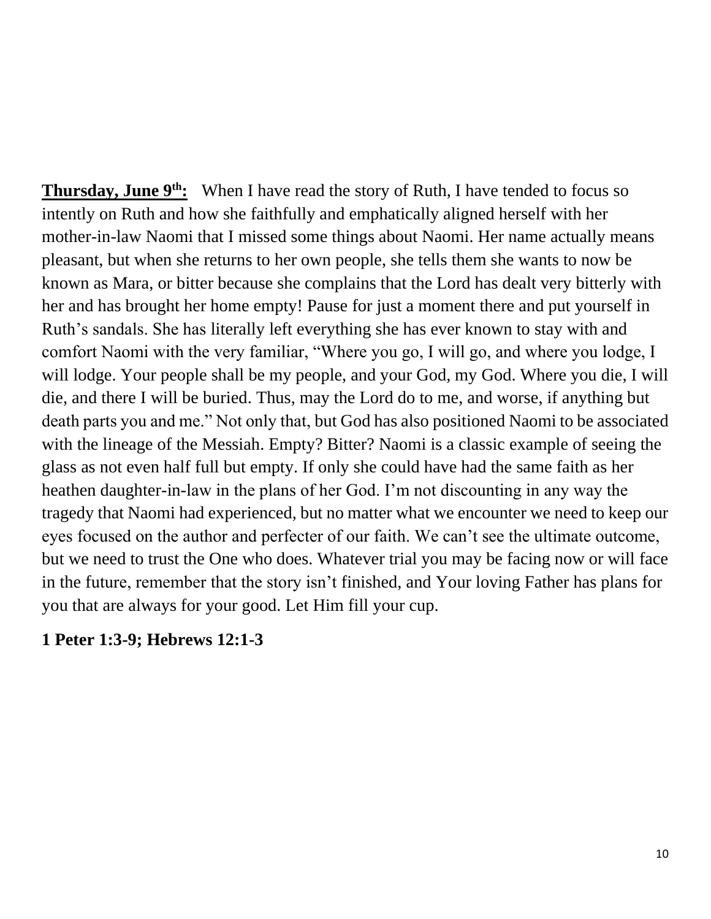**<u>Thursday, June 9th:</u>** When I have read the story of Ruth, I have tended to focus so intently on Ruth and how she faithfully and emphatically aligned herself with her mother-in-law Naomi that I missed some things about Naomi. Her name actually means pleasant, but when she returns to her own people, she tells them she wants to now be known as Mara, or bitter because she complains that the Lord has dealt very bitterly with her and has brought her home empty! Pause for just a moment there and put yourself in Ruth's sandals. She has literally left everything she has ever known to stay with and comfort Naomi with the very familiar, "Where you go, I will go, and where you lodge, I will lodge. Your people shall be my people, and your God, my God. Where you die, I will die, and there I will be buried. Thus, may the Lord do to me, and worse, if anything but death parts you and me." Not only that, but God has also positioned Naomi to be associated with the lineage of the Messiah. Empty? Bitter? Naomi is a classic example of seeing the glass as not even half full but empty. If only she could have had the same faith as her heathen daughter-in-law in the plans of her God. I'm not discounting in any way the tragedy that Naomi had experienced, but no matter what we encounter we need to keep our eyes focused on the author and perfecter of our faith. We can't see the ultimate outcome, but we need to trust the One who does. Whatever trial you may be facing now or will face in the future, remember that the story isn't finished, and Your loving Father has plans for you that are always for your good. Let Him fill your cup.

**1 Peter 1:3-9; Hebrews 12:1-3**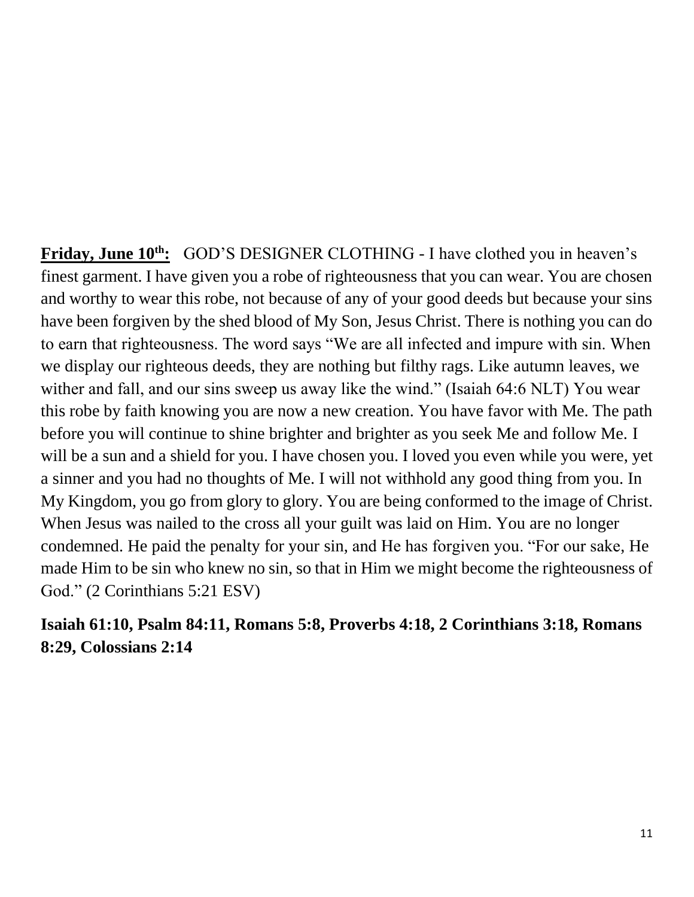**<u>Friday, June 10th:</u>** GOD'S DESIGNER CLOTHING - I have clothed you in heaven's finest garment. I have given you a robe of righteousness that you can wear. You are chosen and worthy to wear this robe, not because of any of your good deeds but because your sins have been forgiven by the shed blood of My Son, Jesus Christ. There is nothing you can do to earn that righteousness. The word says "We are all infected and impure with sin. When we display our righteous deeds, they are nothing but filthy rags. Like autumn leaves, we wither and fall, and our sins sweep us away like the wind." (Isaiah 64:6 NLT) You wear this robe by faith knowing you are now a new creation. You have favor with Me. The path before you will continue to shine brighter and brighter as you seek Me and follow Me. I will be a sun and a shield for you. I have chosen you. I loved you even while you were, yet a sinner and you had no thoughts of Me. I will not withhold any good thing from you. In My Kingdom, you go from glory to glory. You are being conformed to the image of Christ. When Jesus was nailed to the cross all your guilt was laid on Him. You are no longer condemned. He paid the penalty for your sin, and He has forgiven you. "For our sake, He made Him to be sin who knew no sin, so that in Him we might become the righteousness of God." (2 Corinthians 5:21 ESV)

**Isaiah 61:10, Psalm 84:11, Romans 5:8, Proverbs 4:18, 2 Corinthians 3:18, Romans 8:29, Colossians 2:14**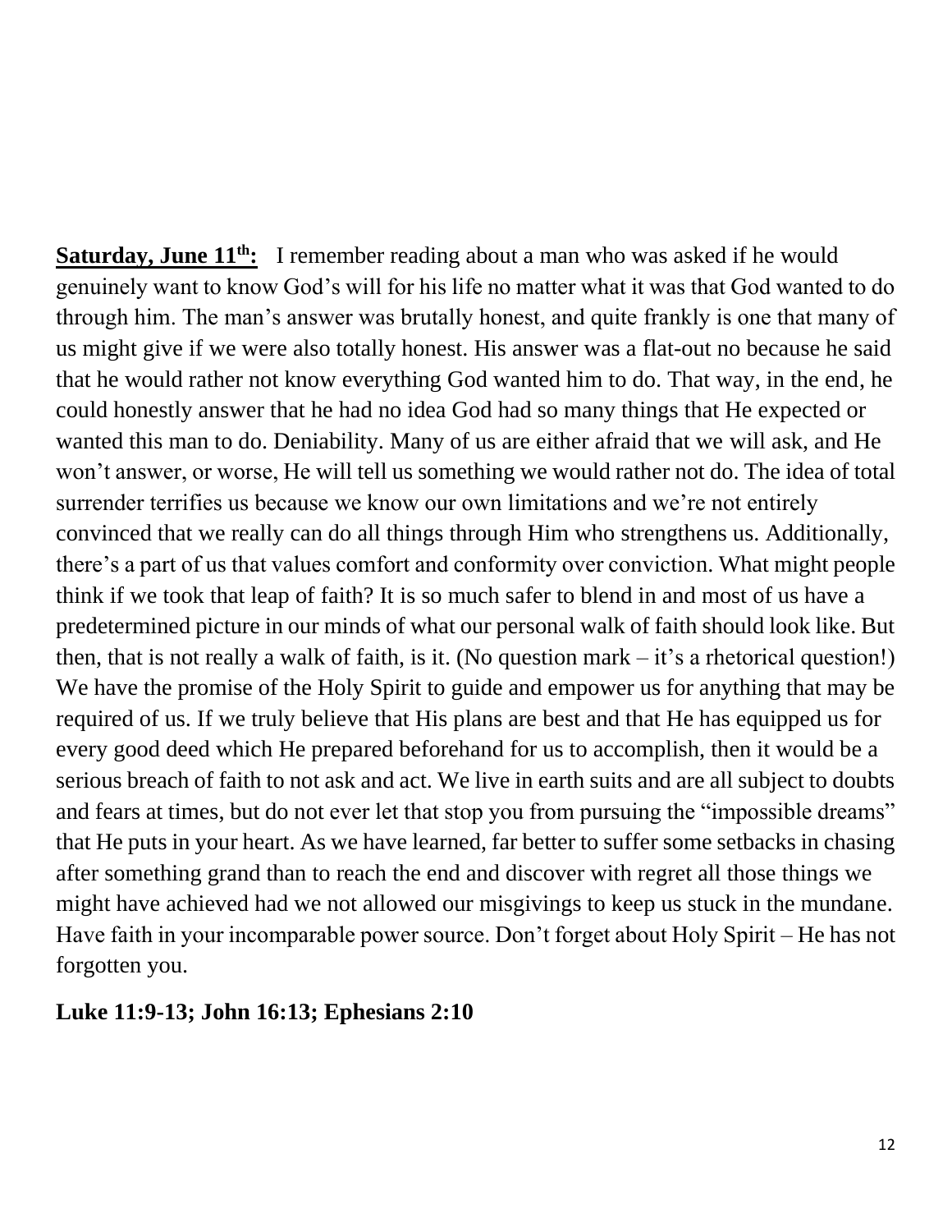**Saturday, June 11th:** I remember reading about a man who was asked if he would genuinely want to know God's will for his life no matter what it was that God wanted to do through him. The man's answer was brutally honest, and quite frankly is one that many of us might give if we were also totally honest. His answer was a flat-out no because he said that he would rather not know everything God wanted him to do. That way, in the end, he could honestly answer that he had no idea God had so many things that He expected or wanted this man to do. Deniability. Many of us are either afraid that we will ask, and He won't answer, or worse, He will tell us something we would rather not do. The idea of total surrender terrifies us because we know our own limitations and we're not entirely convinced that we really can do all things through Him who strengthens us. Additionally, there's a part of us that values comfort and conformity over conviction. What might people think if we took that leap of faith? It is so much safer to blend in and most of us have a predetermined picture in our minds of what our personal walk of faith should look like. But then, that is not really a walk of faith, is it. (No question mark – it's a rhetorical question!) We have the promise of the Holy Spirit to guide and empower us for anything that may be required of us. If we truly believe that His plans are best and that He has equipped us for every good deed which He prepared beforehand for us to accomplish, then it would be a serious breach of faith to not ask and act. We live in earth suits and are all subject to doubts and fears at times, but do not ever let that stop you from pursuing the "impossible dreams" that He puts in your heart. As we have learned, far better to suffer some setbacks in chasing after something grand than to reach the end and discover with regret all those things we might have achieved had we not allowed our misgivings to keep us stuck in the mundane. Have faith in your incomparable power source. Don't forget about Holy Spirit – He has not forgotten you.

**Luke 11:9-13; John 16:13; Ephesians 2:10**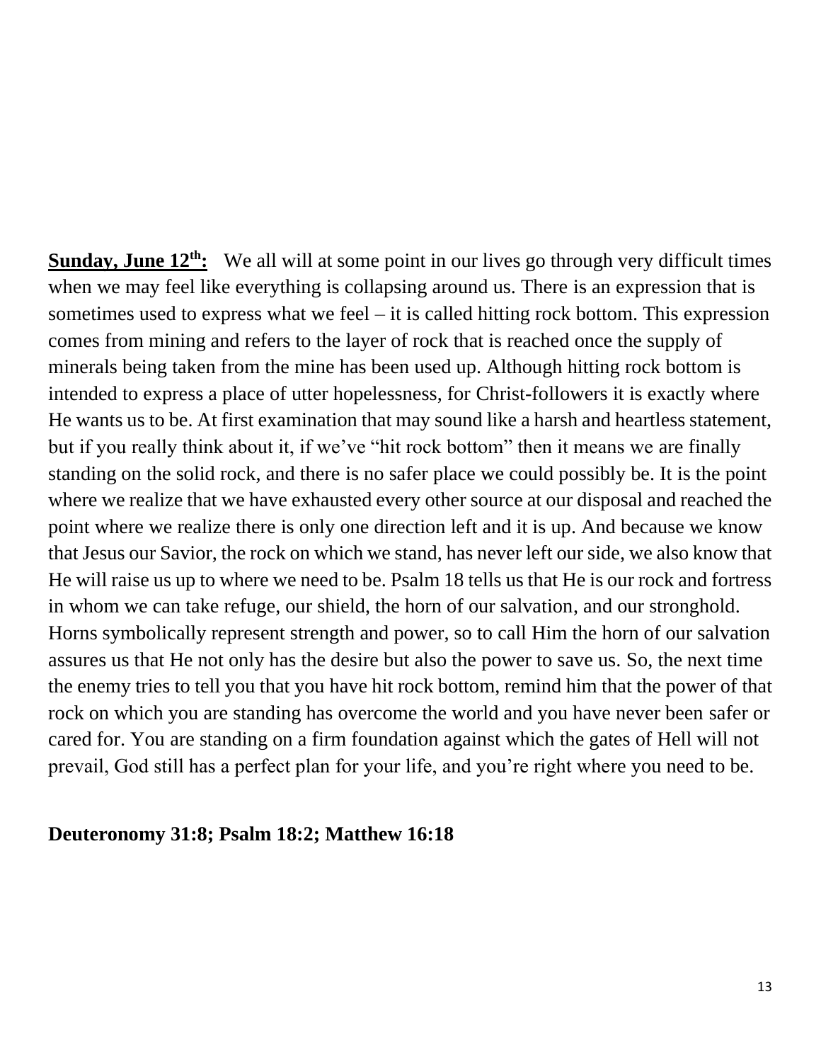**<u>Sunday, June 12th:</u>** We all will at some point in our lives go through very difficult times when we may feel like everything is collapsing around us. There is an expression that is sometimes used to express what we feel – it is called hitting rock bottom. This expression comes from mining and refers to the layer of rock that is reached once the supply of minerals being taken from the mine has been used up. Although hitting rock bottom is intended to express a place of utter hopelessness, for Christ-followers it is exactly where He wants us to be. At first examination that may sound like a harsh and heartless statement, but if you really think about it, if we've "hit rock bottom" then it means we are finally standing on the solid rock, and there is no safer place we could possibly be. It is the point where we realize that we have exhausted every other source at our disposal and reached the point where we realize there is only one direction left and it is up. And because we know that Jesus our Savior, the rock on which we stand, has never left our side, we also know that He will raise us up to where we need to be. Psalm 18 tells us that He is our rock and fortress in whom we can take refuge, our shield, the horn of our salvation, and our stronghold. Horns symbolically represent strength and power, so to call Him the horn of our salvation assures us that He not only has the desire but also the power to save us. So, the next time the enemy tries to tell you that you have hit rock bottom, remind him that the power of that rock on which you are standing has overcome the world and you have never been safer or cared for. You are standing on a firm foundation against which the gates of Hell will not prevail, God still has a perfect plan for your life, and you're right where you need to be.

**Deuteronomy 31:8; Psalm 18:2; Matthew 16:18**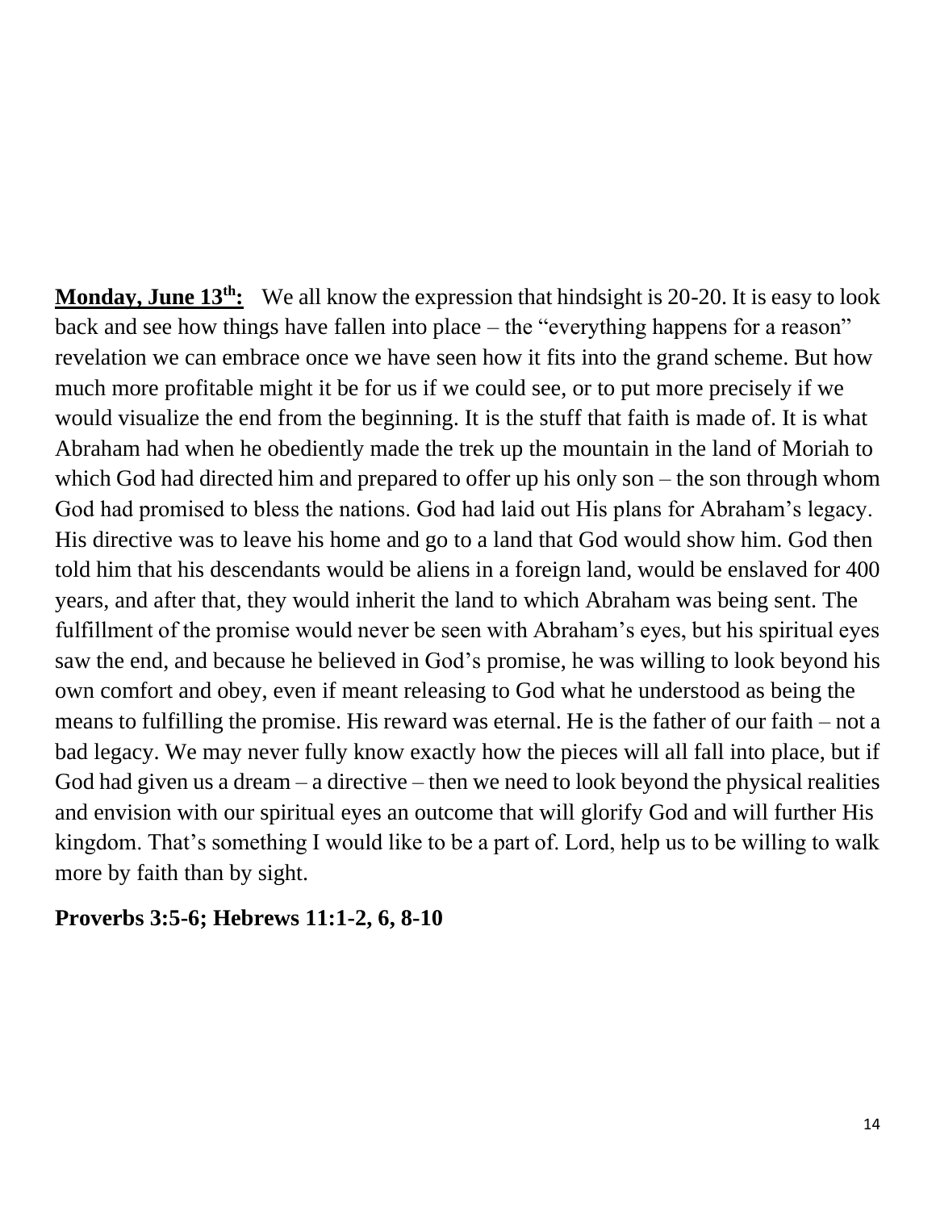**<u>Monday, June 13th:</u>** We all know the expression that hindsight is 20-20. It is easy to look back and see how things have fallen into place – the "everything happens for a reason" revelation we can embrace once we have seen how it fits into the grand scheme. But how much more profitable might it be for us if we could see, or to put more precisely if we would visualize the end from the beginning. It is the stuff that faith is made of. It is what Abraham had when he obediently made the trek up the mountain in the land of Moriah to which God had directed him and prepared to offer up his only son – the son through whom God had promised to bless the nations. God had laid out His plans for Abraham's legacy. His directive was to leave his home and go to a land that God would show him. God then told him that his descendants would be aliens in a foreign land, would be enslaved for 400 years, and after that, they would inherit the land to which Abraham was being sent. The fulfillment of the promise would never be seen with Abraham's eyes, but his spiritual eyes saw the end, and because he believed in God's promise, he was willing to look beyond his own comfort and obey, even if meant releasing to God what he understood as being the means to fulfilling the promise. His reward was eternal. He is the father of our faith – not a bad legacy. We may never fully know exactly how the pieces will all fall into place, but if God had given us a dream – a directive – then we need to look beyond the physical realities and envision with our spiritual eyes an outcome that will glorify God and will further His kingdom. That's something I would like to be a part of. Lord, help us to be willing to walk more by faith than by sight.

**Proverbs 3:5-6; Hebrews 11:1-2, 6, 8-10**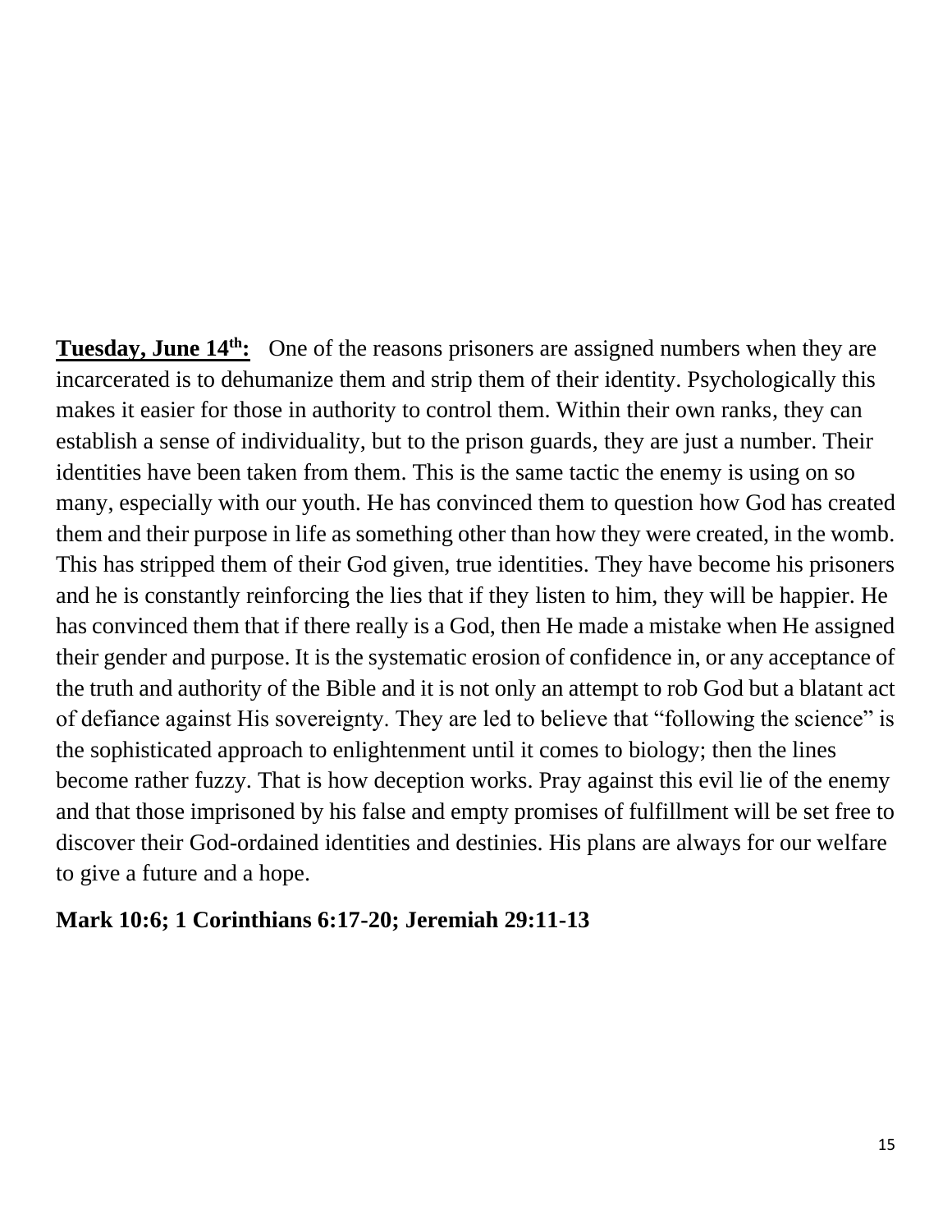**Tuesday, June 14th:** One of the reasons prisoners are assigned numbers when they are incarcerated is to dehumanize them and strip them of their identity. Psychologically this makes it easier for those in authority to control them. Within their own ranks, they can establish a sense of individuality, but to the prison guards, they are just a number. Their identities have been taken from them. This is the same tactic the enemy is using on so many, especially with our youth. He has convinced them to question how God has created them and their purpose in life as something other than how they were created, in the womb. This has stripped them of their God given, true identities. They have become his prisoners and he is constantly reinforcing the lies that if they listen to him, they will be happier. He has convinced them that if there really is a God, then He made a mistake when He assigned their gender and purpose. It is the systematic erosion of confidence in, or any acceptance of the truth and authority of the Bible and it is not only an attempt to rob God but a blatant act of defiance against His sovereignty. They are led to believe that "following the science" is the sophisticated approach to enlightenment until it comes to biology; then the lines become rather fuzzy. That is how deception works. Pray against this evil lie of the enemy and that those imprisoned by his false and empty promises of fulfillment will be set free to discover their God-ordained identities and destinies. His plans are always for our welfare to give a future and a hope.

**Mark 10:6; 1 Corinthians 6:17-20; Jeremiah 29:11-13**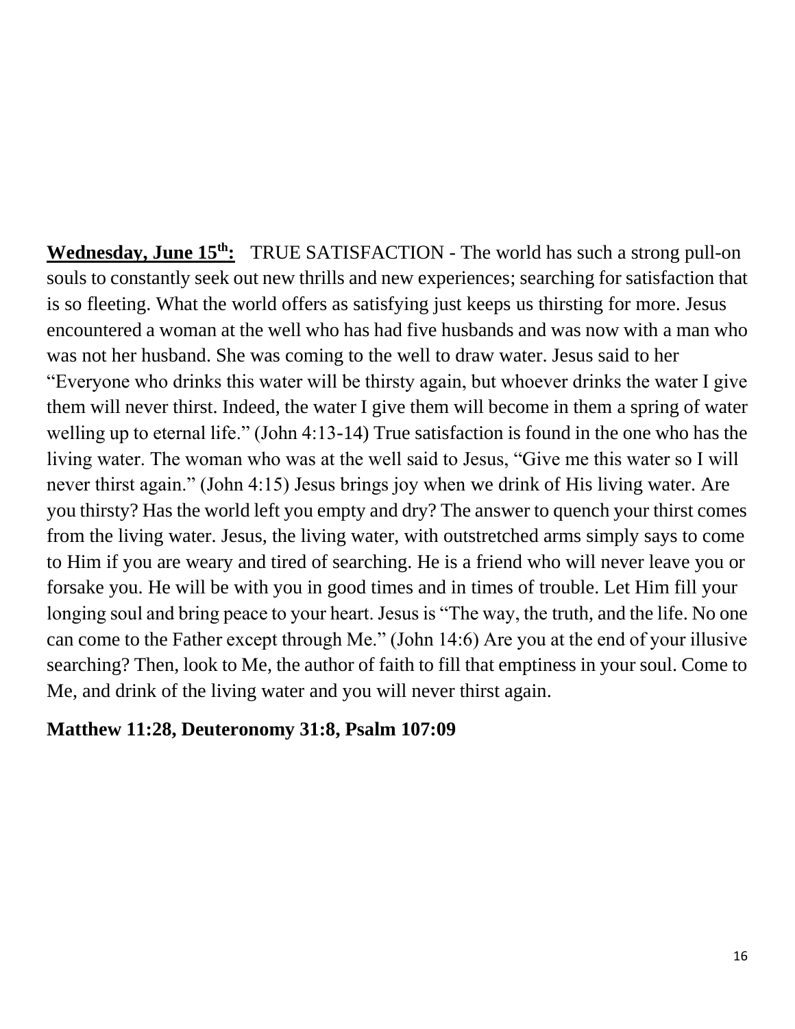**<u>Wednesday, June 15th:</u>** TRUE SATISFACTION - The world has such a strong pull-on souls to constantly seek out new thrills and new experiences; searching for satisfaction that is so fleeting. What the world offers as satisfying just keeps us thirsting for more. Jesus encountered a woman at the well who has had five husbands and was now with a man who was not her husband. She was coming to the well to draw water. Jesus said to her "Everyone who drinks this water will be thirsty again, but whoever drinks the water I give them will never thirst. Indeed, the water I give them will become in them a spring of water welling up to eternal life." (John 4:13-14) True satisfaction is found in the one who has the living water. The woman who was at the well said to Jesus, "Give me this water so I will never thirst again." (John 4:15) Jesus brings joy when we drink of His living water. Are you thirsty? Has the world left you empty and dry? The answer to quench your thirst comes from the living water. Jesus, the living water, with outstretched arms simply says to come to Him if you are weary and tired of searching. He is a friend who will never leave you or forsake you. He will be with you in good times and in times of trouble. Let Him fill your longing soul and bring peace to your heart. Jesus is "The way, the truth, and the life. No one can come to the Father except through Me." (John 14:6) Are you at the end of your illusive searching? Then, look to Me, the author of faith to fill that emptiness in your soul. Come to Me, and drink of the living water and you will never thirst again.

**Matthew 11:28, Deuteronomy 31:8, Psalm 107:09**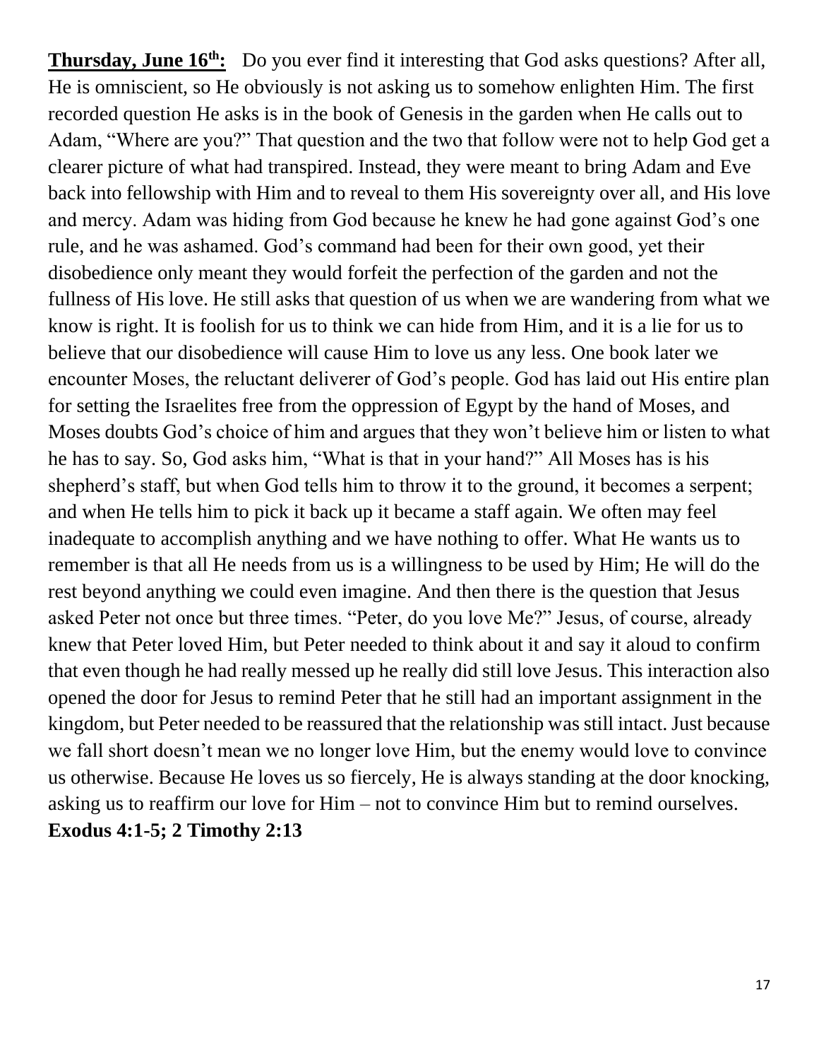**Thursday, June 16th:** Do you ever find it interesting that God asks questions? After all, He is omniscient, so He obviously is not asking us to somehow enlighten Him. The first recorded question He asks is in the book of Genesis in the garden when He calls out to Adam, "Where are you?" That question and the two that follow were not to help God get a clearer picture of what had transpired. Instead, they were meant to bring Adam and Eve back into fellowship with Him and to reveal to them His sovereignty over all, and His love and mercy. Adam was hiding from God because he knew he had gone against God's one rule, and he was ashamed. God's command had been for their own good, yet their disobedience only meant they would forfeit the perfection of the garden and not the fullness of His love. He still asks that question of us when we are wandering from what we know is right. It is foolish for us to think we can hide from Him, and it is a lie for us to believe that our disobedience will cause Him to love us any less. One book later we encounter Moses, the reluctant deliverer of God's people. God has laid out His entire plan for setting the Israelites free from the oppression of Egypt by the hand of Moses, and Moses doubts God's choice of him and argues that they won't believe him or listen to what he has to say. So, God asks him, "What is that in your hand?" All Moses has is his shepherd's staff, but when God tells him to throw it to the ground, it becomes a serpent; and when He tells him to pick it back up it became a staff again. We often may feel inadequate to accomplish anything and we have nothing to offer. What He wants us to remember is that all He needs from us is a willingness to be used by Him; He will do the rest beyond anything we could even imagine. And then there is the question that Jesus asked Peter not once but three times. "Peter, do you love Me?" Jesus, of course, already knew that Peter loved Him, but Peter needed to think about it and say it aloud to confirm that even though he had really messed up he really did still love Jesus. This interaction also opened the door for Jesus to remind Peter that he still had an important assignment in the kingdom, but Peter needed to be reassured that the relationship was still intact. Just because we fall short doesn't mean we no longer love Him, but the enemy would love to convince us otherwise. Because He loves us so fiercely, He is always standing at the door knocking, asking us to reaffirm our love for Him – not to convince Him but to remind ourselves. **Exodus 4:1-5; 2 Timothy 2:13**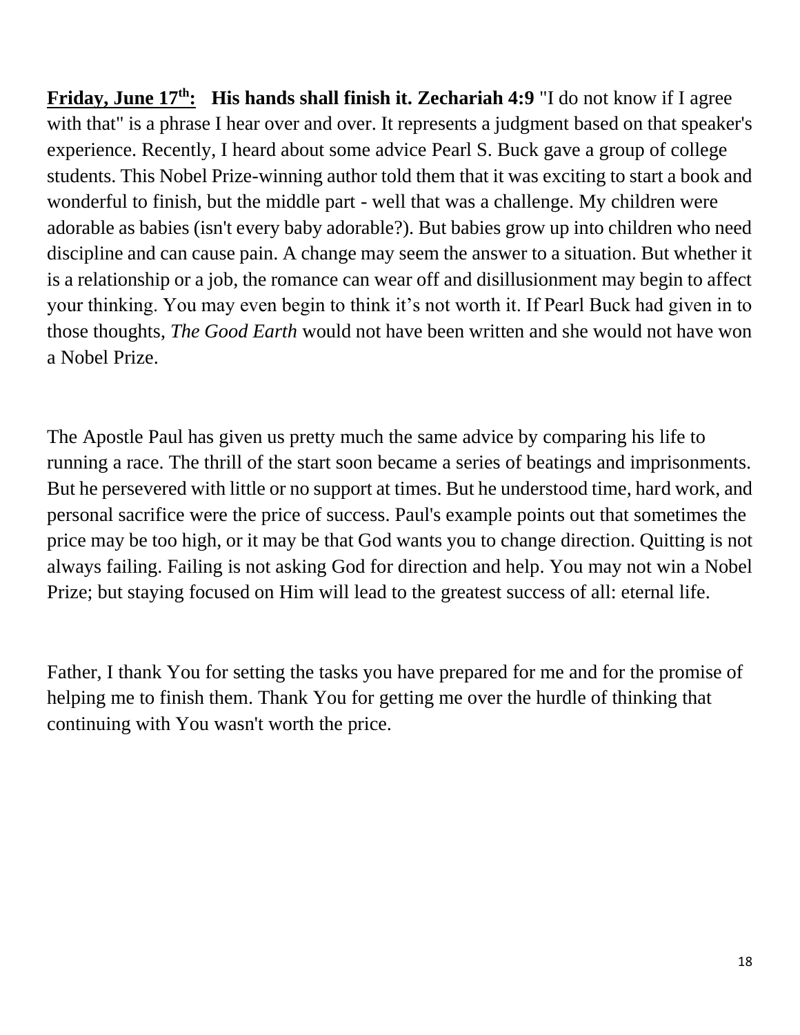**<u>Friday, June 17th:</u>** **His hands shall finish it. Zechariah 4:9** "I do not know if I agree with that" is a phrase I hear over and over. It represents a judgment based on that speaker's experience. Recently, I heard about some advice Pearl S. Buck gave a group of college students. This Nobel Prize-winning author told them that it was exciting to start a book and wonderful to finish, but the middle part - well that was a challenge. My children were adorable as babies (isn't every baby adorable?). But babies grow up into children who need discipline and can cause pain. A change may seem the answer to a situation. But whether it is a relationship or a job, the romance can wear off and disillusionment may begin to affect your thinking. You may even begin to think it's not worth it. If Pearl Buck had given in to those thoughts, *The Good Earth* would not have been written and she would not have won a Nobel Prize.

The Apostle Paul has given us pretty much the same advice by comparing his life to running a race. The thrill of the start soon became a series of beatings and imprisonments. But he persevered with little or no support at times. But he understood time, hard work, and personal sacrifice were the price of success. Paul's example points out that sometimes the price may be too high, or it may be that God wants you to change direction. Quitting is not always failing. Failing is not asking God for direction and help. You may not win a Nobel Prize; but staying focused on Him will lead to the greatest success of all: eternal life.

Father, I thank You for setting the tasks you have prepared for me and for the promise of helping me to finish them. Thank You for getting me over the hurdle of thinking that continuing with You wasn't worth the price.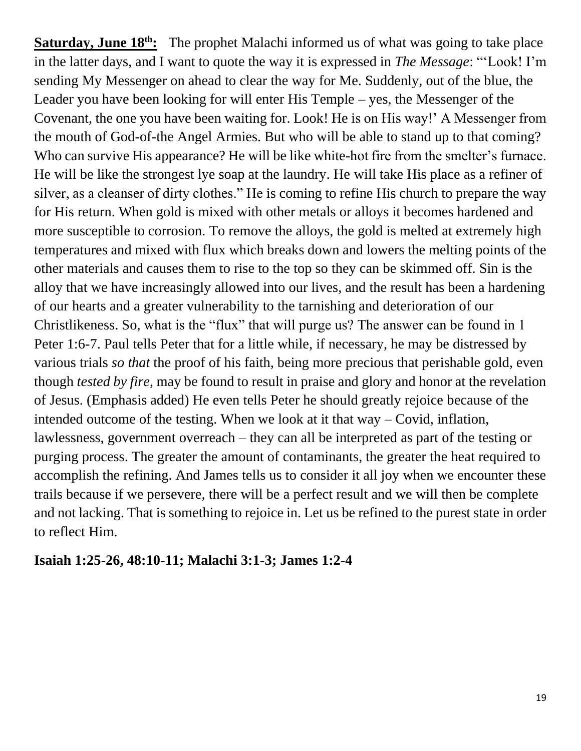**Saturday, June 18th:** The prophet Malachi informed us of what was going to take place in the latter days, and I want to quote the way it is expressed in *The Message*: "'Look! I'm sending My Messenger on ahead to clear the way for Me. Suddenly, out of the blue, the Leader you have been looking for will enter His Temple – yes, the Messenger of the Covenant, the one you have been waiting for. Look! He is on His way!' A Messenger from the mouth of God-of-the Angel Armies. But who will be able to stand up to that coming? Who can survive His appearance? He will be like white-hot fire from the smelter's furnace. He will be like the strongest lye soap at the laundry. He will take His place as a refiner of silver, as a cleanser of dirty clothes." He is coming to refine His church to prepare the way for His return. When gold is mixed with other metals or alloys it becomes hardened and more susceptible to corrosion. To remove the alloys, the gold is melted at extremely high temperatures and mixed with flux which breaks down and lowers the melting points of the other materials and causes them to rise to the top so they can be skimmed off. Sin is the alloy that we have increasingly allowed into our lives, and the result has been a hardening of our hearts and a greater vulnerability to the tarnishing and deterioration of our Christlikeness. So, what is the "flux" that will purge us? The answer can be found in 1 Peter 1:6-7. Paul tells Peter that for a little while, if necessary, he may be distressed by various trials *so that* the proof of his faith, being more precious that perishable gold, even though *tested by fire*, may be found to result in praise and glory and honor at the revelation of Jesus. (Emphasis added) He even tells Peter he should greatly rejoice because of the intended outcome of the testing. When we look at it that way – Covid, inflation, lawlessness, government overreach – they can all be interpreted as part of the testing or purging process. The greater the amount of contaminants, the greater the heat required to accomplish the refining. And James tells us to consider it all joy when we encounter these trails because if we persevere, there will be a perfect result and we will then be complete and not lacking. That is something to rejoice in. Let us be refined to the purest state in order to reflect Him.

**Isaiah 1:25-26, 48:10-11; Malachi 3:1-3; James 1:2-4**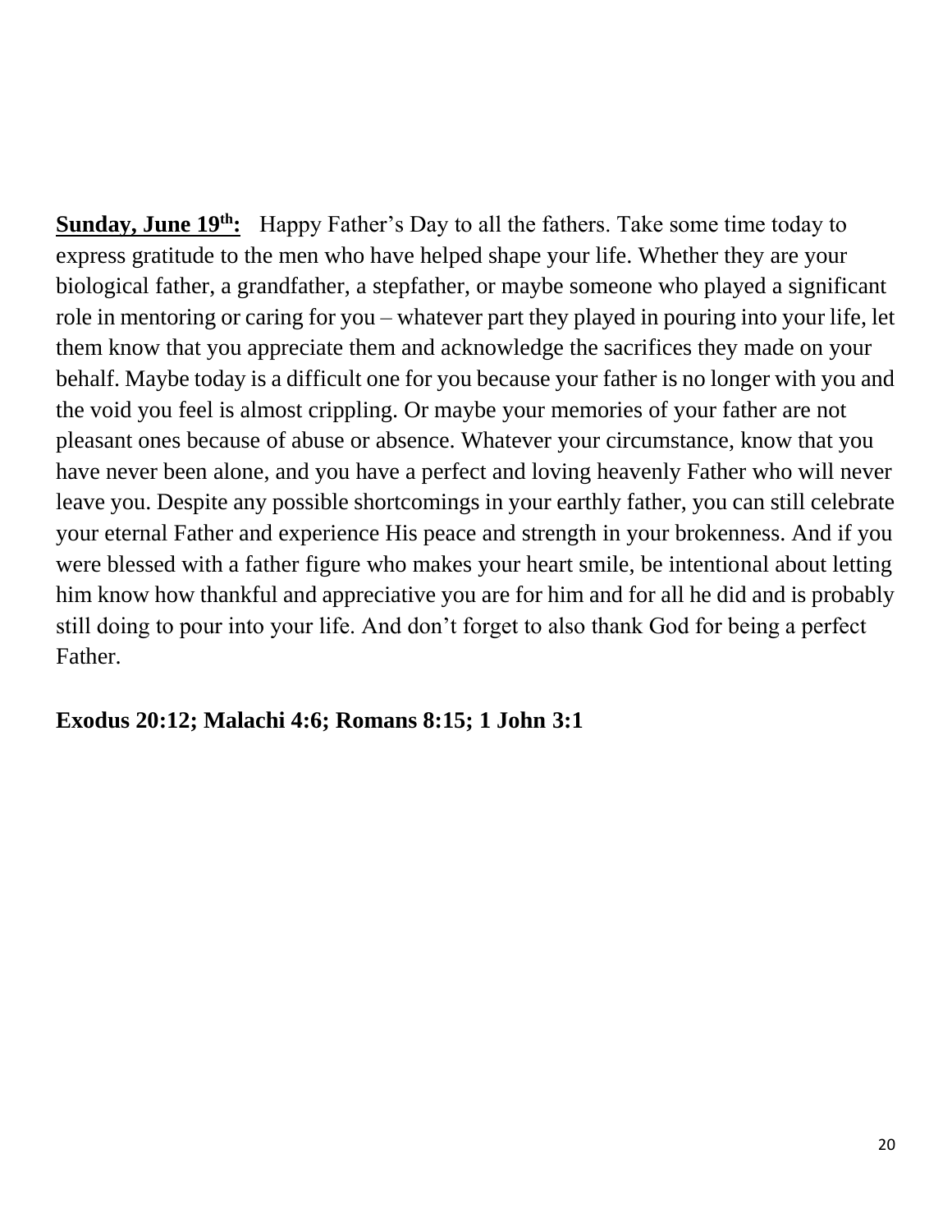**<u>Sunday, June 19th:</u>** Happy Father's Day to all the fathers. Take some time today to express gratitude to the men who have helped shape your life. Whether they are your biological father, a grandfather, a stepfather, or maybe someone who played a significant role in mentoring or caring for you – whatever part they played in pouring into your life, let them know that you appreciate them and acknowledge the sacrifices they made on your behalf. Maybe today is a difficult one for you because your father is no longer with you and the void you feel is almost crippling. Or maybe your memories of your father are not pleasant ones because of abuse or absence. Whatever your circumstance, know that you have never been alone, and you have a perfect and loving heavenly Father who will never leave you. Despite any possible shortcomings in your earthly father, you can still celebrate your eternal Father and experience His peace and strength in your brokenness. And if you were blessed with a father figure who makes your heart smile, be intentional about letting him know how thankful and appreciative you are for him and for all he did and is probably still doing to pour into your life. And don't forget to also thank God for being a perfect Father.

**Exodus 20:12; Malachi 4:6; Romans 8:15; 1 John 3:1**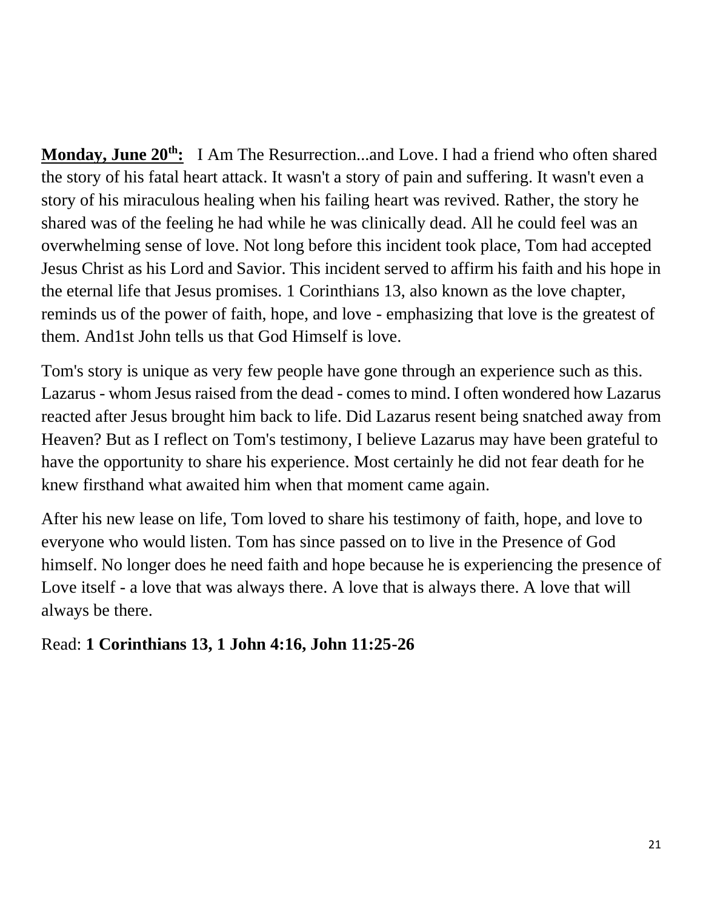**<u>Monday, June 20th:</u>** I Am The Resurrection...and Love. I had a friend who often shared the story of his fatal heart attack. It wasn't a story of pain and suffering. It wasn't even a story of his miraculous healing when his failing heart was revived. Rather, the story he shared was of the feeling he had while he was clinically dead. All he could feel was an overwhelming sense of love. Not long before this incident took place, Tom had accepted Jesus Christ as his Lord and Savior. This incident served to affirm his faith and his hope in the eternal life that Jesus promises. 1 Corinthians 13, also known as the love chapter, reminds us of the power of faith, hope, and love - emphasizing that love is the greatest of them. And1st John tells us that God Himself is love.

Tom's story is unique as very few people have gone through an experience such as this. Lazarus - whom Jesus raised from the dead - comes to mind. I often wondered how Lazarus reacted after Jesus brought him back to life. Did Lazarus resent being snatched away from Heaven? But as I reflect on Tom's testimony, I believe Lazarus may have been grateful to have the opportunity to share his experience. Most certainly he did not fear death for he knew firsthand what awaited him when that moment came again.

After his new lease on life, Tom loved to share his testimony of faith, hope, and love to everyone who would listen. Tom has since passed on to live in the Presence of God himself. No longer does he need faith and hope because he is experiencing the presence of Love itself - a love that was always there. A love that is always there. A love that will always be there.

Read: **1 Corinthians 13, 1 John 4:16, John 11:25-26**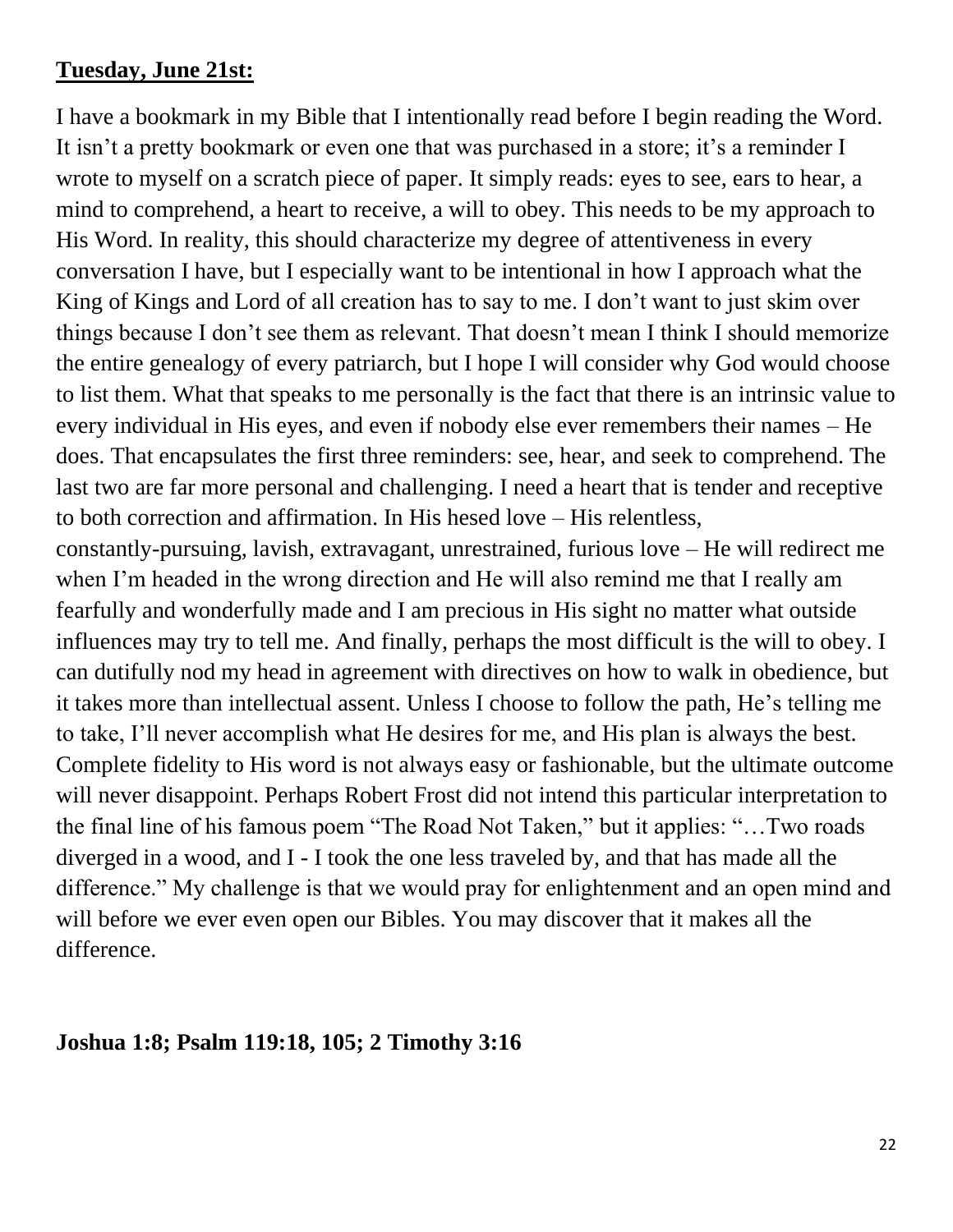**Tuesday, June 21st:**

I have a bookmark in my Bible that I intentionally read before I begin reading the Word. It isn't a pretty bookmark or even one that was purchased in a store; it's a reminder I wrote to myself on a scratch piece of paper. It simply reads: eyes to see, ears to hear, a mind to comprehend, a heart to receive, a will to obey. This needs to be my approach to His Word. In reality, this should characterize my degree of attentiveness in every conversation I have, but I especially want to be intentional in how I approach what the King of Kings and Lord of all creation has to say to me. I don't want to just skim over things because I don't see them as relevant. That doesn't mean I think I should memorize the entire genealogy of every patriarch, but I hope I will consider why God would choose to list them. What that speaks to me personally is the fact that there is an intrinsic value to every individual in His eyes, and even if nobody else ever remembers their names – He does. That encapsulates the first three reminders: see, hear, and seek to comprehend. The last two are far more personal and challenging. I need a heart that is tender and receptive to both correction and affirmation. In His hesed love – His relentless, constantly-pursuing, lavish, extravagant, unrestrained, furious love – He will redirect me when I'm headed in the wrong direction and He will also remind me that I really am fearfully and wonderfully made and I am precious in His sight no matter what outside influences may try to tell me. And finally, perhaps the most difficult is the will to obey. I can dutifully nod my head in agreement with directives on how to walk in obedience, but it takes more than intellectual assent. Unless I choose to follow the path, He's telling me to take, I'll never accomplish what He desires for me, and His plan is always the best. Complete fidelity to His word is not always easy or fashionable, but the ultimate outcome will never disappoint. Perhaps Robert Frost did not intend this particular interpretation to the final line of his famous poem "The Road Not Taken," but it applies: "…Two roads diverged in a wood, and I - I took the one less traveled by, and that has made all the difference." My challenge is that we would pray for enlightenment and an open mind and will before we ever even open our Bibles. You may discover that it makes all the difference.

**Joshua 1:8; Psalm 119:18, 105; 2 Timothy 3:16**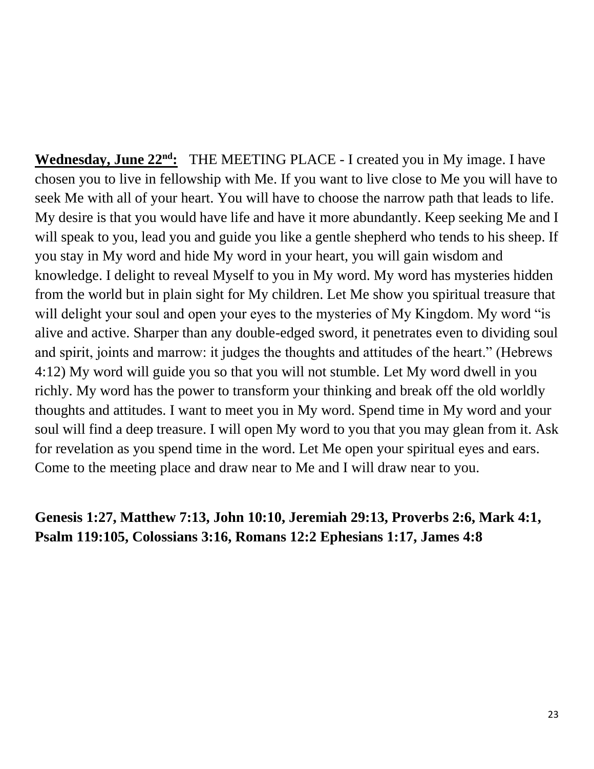**<u>Wednesday, June 22nd:</u>** THE MEETING PLACE - I created you in My image. I have chosen you to live in fellowship with Me. If you want to live close to Me you will have to seek Me with all of your heart. You will have to choose the narrow path that leads to life. My desire is that you would have life and have it more abundantly. Keep seeking Me and I will speak to you, lead you and guide you like a gentle shepherd who tends to his sheep. If you stay in My word and hide My word in your heart, you will gain wisdom and knowledge. I delight to reveal Myself to you in My word. My word has mysteries hidden from the world but in plain sight for My children. Let Me show you spiritual treasure that will delight your soul and open your eyes to the mysteries of My Kingdom. My word "is alive and active. Sharper than any double-edged sword, it penetrates even to dividing soul and spirit, joints and marrow: it judges the thoughts and attitudes of the heart." (Hebrews 4:12) My word will guide you so that you will not stumble. Let My word dwell in you richly. My word has the power to transform your thinking and break off the old worldly thoughts and attitudes. I want to meet you in My word. Spend time in My word and your soul will find a deep treasure. I will open My word to you that you may glean from it. Ask for revelation as you spend time in the word. Let Me open your spiritual eyes and ears. Come to the meeting place and draw near to Me and I will draw near to you.

**Genesis 1:27, Matthew 7:13, John 10:10, Jeremiah 29:13, Proverbs 2:6, Mark 4:1, Psalm 119:105, Colossians 3:16, Romans 12:2 Ephesians 1:17, James 4:8**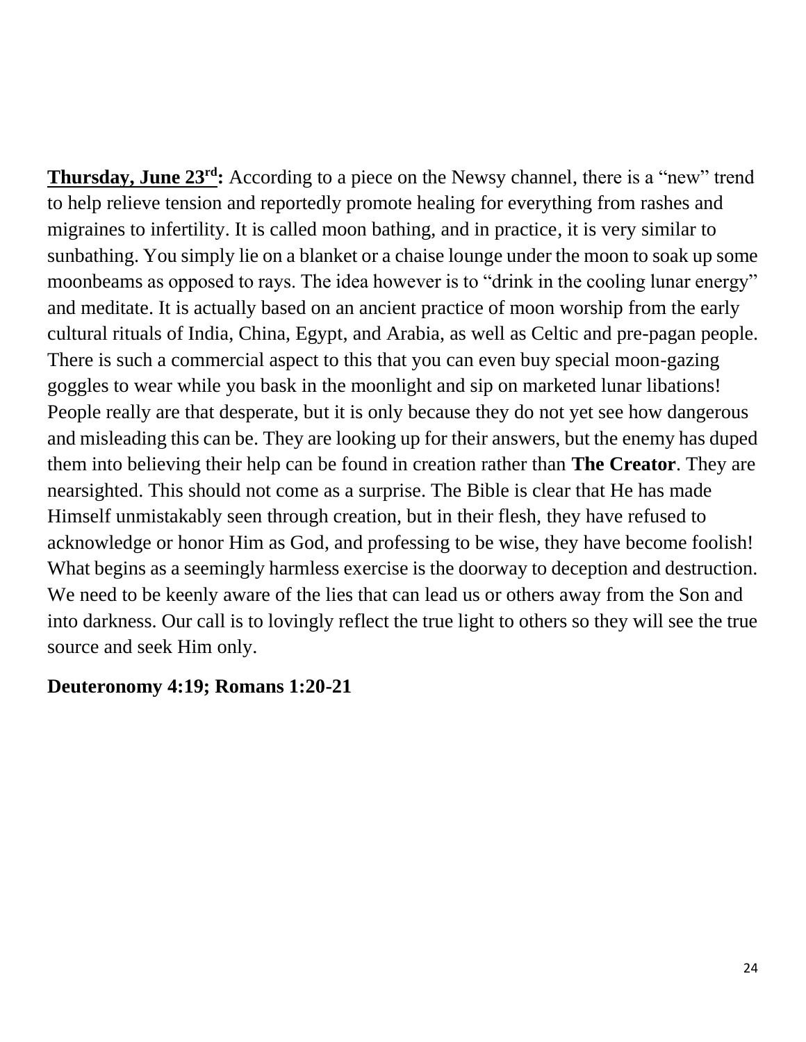**<u>Thursday, June 23rd</u>:** According to a piece on the Newsy channel, there is a "new" trend to help relieve tension and reportedly promote healing for everything from rashes and migraines to infertility. It is called moon bathing, and in practice, it is very similar to sunbathing. You simply lie on a blanket or a chaise lounge under the moon to soak up some moonbeams as opposed to rays. The idea however is to "drink in the cooling lunar energy" and meditate. It is actually based on an ancient practice of moon worship from the early cultural rituals of India, China, Egypt, and Arabia, as well as Celtic and pre-pagan people. There is such a commercial aspect to this that you can even buy special moon-gazing goggles to wear while you bask in the moonlight and sip on marketed lunar libations! People really are that desperate, but it is only because they do not yet see how dangerous and misleading this can be. They are looking up for their answers, but the enemy has duped them into believing their help can be found in creation rather than **The Creator**. They are nearsighted. This should not come as a surprise. The Bible is clear that He has made Himself unmistakably seen through creation, but in their flesh, they have refused to acknowledge or honor Him as God, and professing to be wise, they have become foolish! What begins as a seemingly harmless exercise is the doorway to deception and destruction. We need to be keenly aware of the lies that can lead us or others away from the Son and into darkness. Our call is to lovingly reflect the true light to others so they will see the true source and seek Him only.

**Deuteronomy 4:19; Romans 1:20-21**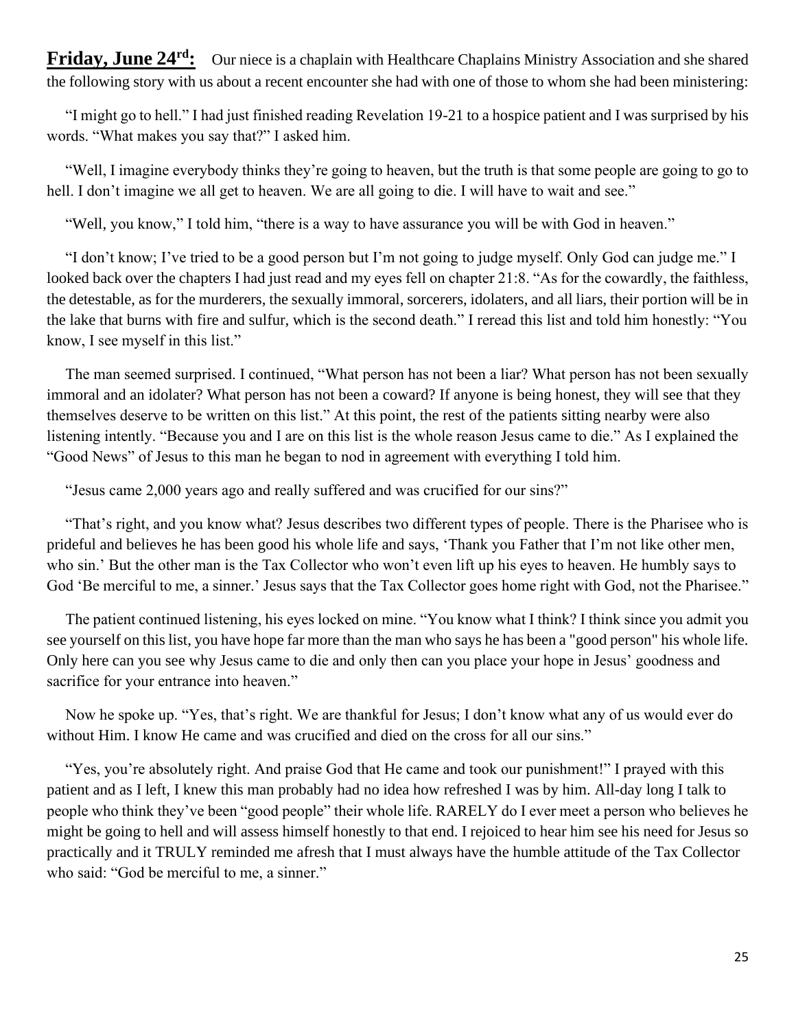**Friday, June 24rd:** Our niece is a chaplain with Healthcare Chaplains Ministry Association and she shared the following story with us about a recent encounter she had with one of those to whom she had been ministering:

"I might go to hell." I had just finished reading Revelation 19-21 to a hospice patient and I was surprised by his words. "What makes you say that?" I asked him.

"Well, I imagine everybody thinks they're going to heaven, but the truth is that some people are going to go to hell. I don't imagine we all get to heaven. We are all going to die. I will have to wait and see."

"Well, you know," I told him, "there is a way to have assurance you will be with God in heaven."

"I don't know; I've tried to be a good person but I'm not going to judge myself. Only God can judge me." I looked back over the chapters I had just read and my eyes fell on chapter 21:8. "As for the cowardly, the faithless, the detestable, as for the murderers, the sexually immoral, sorcerers, idolaters, and all liars, their portion will be in the lake that burns with fire and sulfur, which is the second death." I reread this list and told him honestly: "You know, I see myself in this list."

The man seemed surprised. I continued, "What person has not been a liar? What person has not been sexually immoral and an idolater? What person has not been a coward? If anyone is being honest, they will see that they themselves deserve to be written on this list." At this point, the rest of the patients sitting nearby were also listening intently. "Because you and I are on this list is the whole reason Jesus came to die." As I explained the "Good News" of Jesus to this man he began to nod in agreement with everything I told him.

"Jesus came 2,000 years ago and really suffered and was crucified for our sins?"

"That's right, and you know what? Jesus describes two different types of people. There is the Pharisee who is prideful and believes he has been good his whole life and says, 'Thank you Father that I'm not like other men, who sin.' But the other man is the Tax Collector who won't even lift up his eyes to heaven. He humbly says to God 'Be merciful to me, a sinner.' Jesus says that the Tax Collector goes home right with God, not the Pharisee."

The patient continued listening, his eyes locked on mine. "You know what I think? I think since you admit you see yourself on this list, you have hope far more than the man who says he has been a "good person" his whole life. Only here can you see why Jesus came to die and only then can you place your hope in Jesus' goodness and sacrifice for your entrance into heaven."

Now he spoke up. "Yes, that's right. We are thankful for Jesus; I don't know what any of us would ever do without Him. I know He came and was crucified and died on the cross for all our sins."

"Yes, you're absolutely right. And praise God that He came and took our punishment!" I prayed with this patient and as I left, I knew this man probably had no idea how refreshed I was by him. All-day long I talk to people who think they've been "good people" their whole life. RARELY do I ever meet a person who believes he might be going to hell and will assess himself honestly to that end. I rejoiced to hear him see his need for Jesus so practically and it TRULY reminded me afresh that I must always have the humble attitude of the Tax Collector who said: "God be merciful to me, a sinner."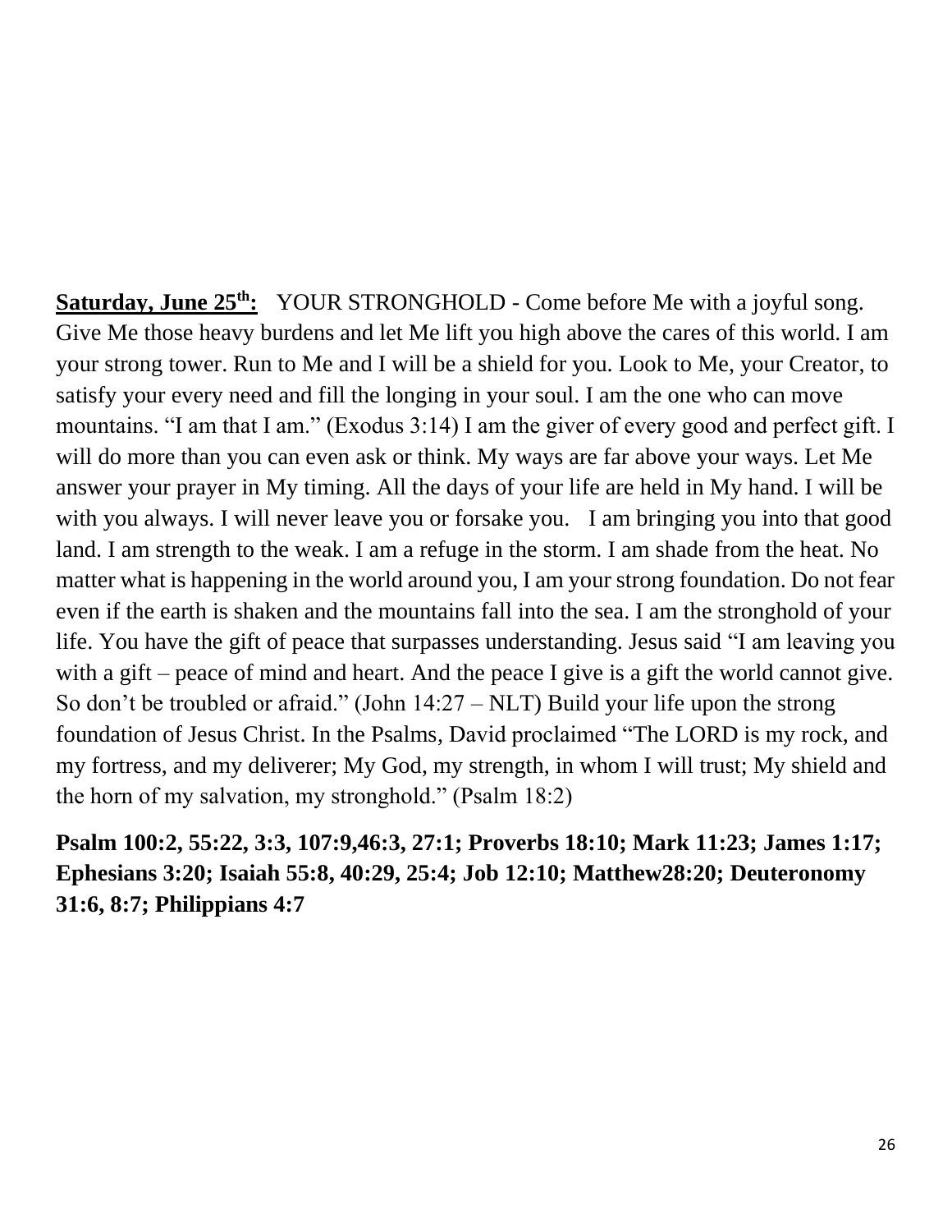**<u>Saturday, June 25th:</u>** YOUR STRONGHOLD - Come before Me with a joyful song. Give Me those heavy burdens and let Me lift you high above the cares of this world. I am your strong tower. Run to Me and I will be a shield for you. Look to Me, your Creator, to satisfy your every need and fill the longing in your soul. I am the one who can move mountains. "I am that I am." (Exodus 3:14) I am the giver of every good and perfect gift. I will do more than you can even ask or think. My ways are far above your ways. Let Me answer your prayer in My timing. All the days of your life are held in My hand. I will be with you always. I will never leave you or forsake you. I am bringing you into that good land. I am strength to the weak. I am a refuge in the storm. I am shade from the heat. No matter what is happening in the world around you, I am your strong foundation. Do not fear even if the earth is shaken and the mountains fall into the sea. I am the stronghold of your life. You have the gift of peace that surpasses understanding. Jesus said "I am leaving you with a gift – peace of mind and heart. And the peace I give is a gift the world cannot give. So don't be troubled or afraid." (John 14:27 – NLT) Build your life upon the strong foundation of Jesus Christ. In the Psalms, David proclaimed "The LORD is my rock, and my fortress, and my deliverer; My God, my strength, in whom I will trust; My shield and the horn of my salvation, my stronghold." (Psalm 18:2)

**Psalm 100:2, 55:22, 3:3, 107:9,46:3, 27:1; Proverbs 18:10; Mark 11:23; James 1:17; Ephesians 3:20; Isaiah 55:8, 40:29, 25:4; Job 12:10; Matthew28:20; Deuteronomy 31:6, 8:7; Philippians 4:7**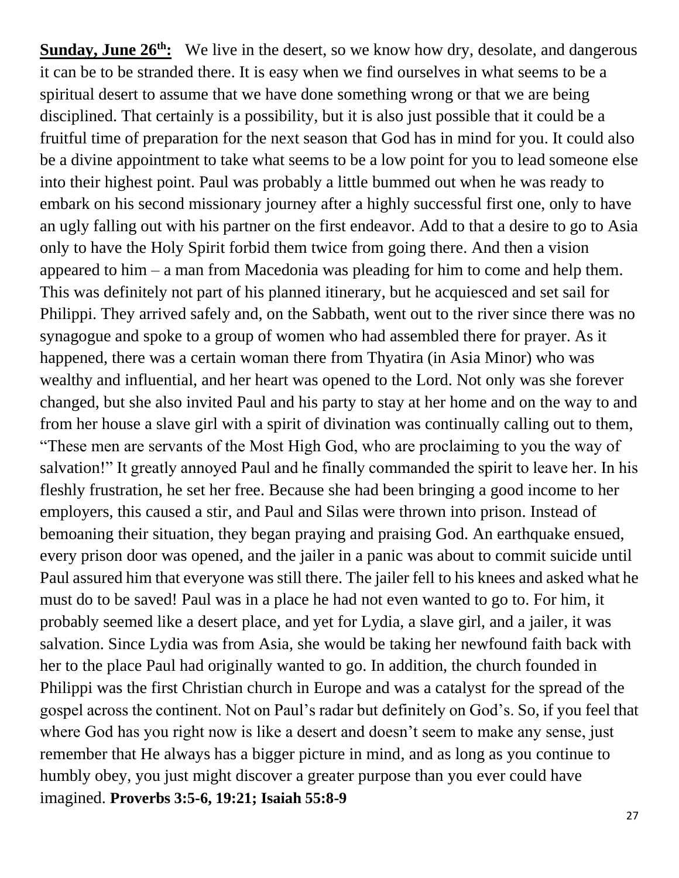**<u>Sunday, June 26th:</u>** We live in the desert, so we know how dry, desolate, and dangerous it can be to be stranded there. It is easy when we find ourselves in what seems to be a spiritual desert to assume that we have done something wrong or that we are being disciplined. That certainly is a possibility, but it is also just possible that it could be a fruitful time of preparation for the next season that God has in mind for you. It could also be a divine appointment to take what seems to be a low point for you to lead someone else into their highest point. Paul was probably a little bummed out when he was ready to embark on his second missionary journey after a highly successful first one, only to have an ugly falling out with his partner on the first endeavor. Add to that a desire to go to Asia only to have the Holy Spirit forbid them twice from going there. And then a vision appeared to him – a man from Macedonia was pleading for him to come and help them. This was definitely not part of his planned itinerary, but he acquiesced and set sail for Philippi. They arrived safely and, on the Sabbath, went out to the river since there was no synagogue and spoke to a group of women who had assembled there for prayer. As it happened, there was a certain woman there from Thyatira (in Asia Minor) who was wealthy and influential, and her heart was opened to the Lord. Not only was she forever changed, but she also invited Paul and his party to stay at her home and on the way to and from her house a slave girl with a spirit of divination was continually calling out to them, "These men are servants of the Most High God, who are proclaiming to you the way of salvation!" It greatly annoyed Paul and he finally commanded the spirit to leave her. In his fleshly frustration, he set her free. Because she had been bringing a good income to her employers, this caused a stir, and Paul and Silas were thrown into prison. Instead of bemoaning their situation, they began praying and praising God. An earthquake ensued, every prison door was opened, and the jailer in a panic was about to commit suicide until Paul assured him that everyone was still there. The jailer fell to his knees and asked what he must do to be saved! Paul was in a place he had not even wanted to go to. For him, it probably seemed like a desert place, and yet for Lydia, a slave girl, and a jailer, it was salvation. Since Lydia was from Asia, she would be taking her newfound faith back with her to the place Paul had originally wanted to go. In addition, the church founded in Philippi was the first Christian church in Europe and was a catalyst for the spread of the gospel across the continent. Not on Paul's radar but definitely on God's. So, if you feel that where God has you right now is like a desert and doesn't seem to make any sense, just remember that He always has a bigger picture in mind, and as long as you continue to humbly obey, you just might discover a greater purpose than you ever could have imagined. **Proverbs 3:5-6, 19:21; Isaiah 55:8-9**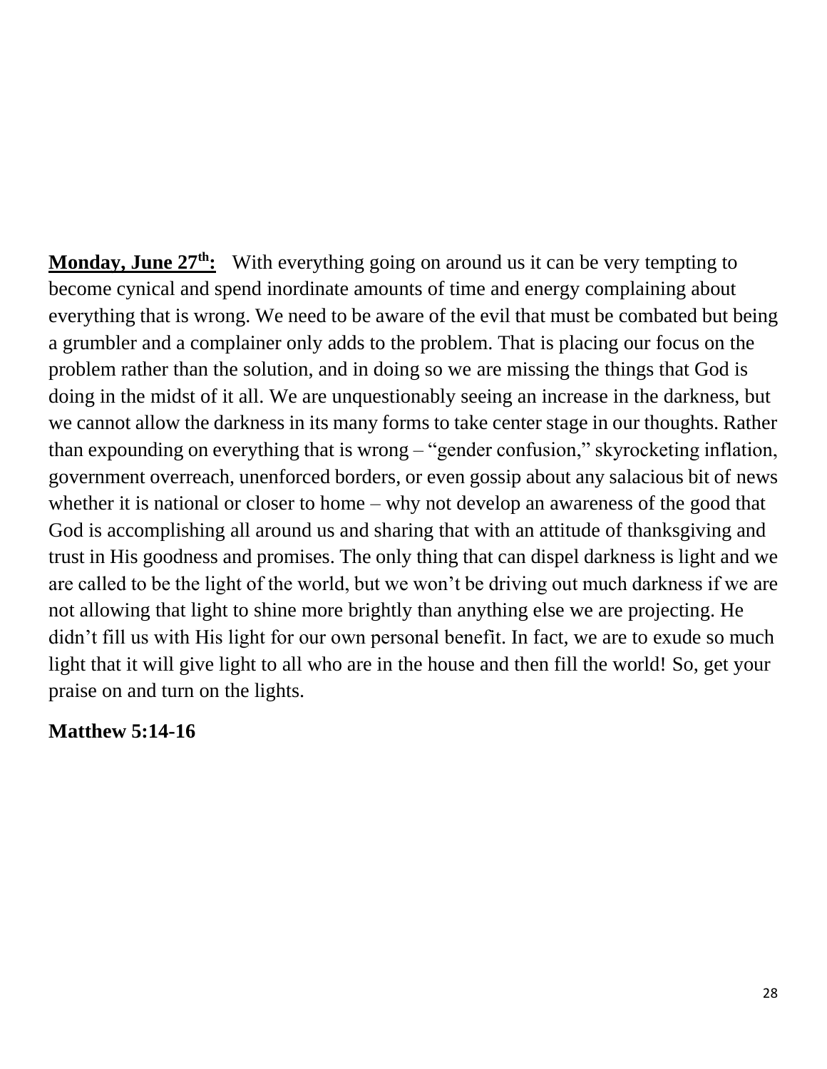**<u>Monday, June 27th:</u>** With everything going on around us it can be very tempting to become cynical and spend inordinate amounts of time and energy complaining about everything that is wrong. We need to be aware of the evil that must be combated but being a grumbler and a complainer only adds to the problem. That is placing our focus on the problem rather than the solution, and in doing so we are missing the things that God is doing in the midst of it all. We are unquestionably seeing an increase in the darkness, but we cannot allow the darkness in its many forms to take center stage in our thoughts. Rather than expounding on everything that is wrong – "gender confusion," skyrocketing inflation, government overreach, unenforced borders, or even gossip about any salacious bit of news whether it is national or closer to home – why not develop an awareness of the good that God is accomplishing all around us and sharing that with an attitude of thanksgiving and trust in His goodness and promises. The only thing that can dispel darkness is light and we are called to be the light of the world, but we won't be driving out much darkness if we are not allowing that light to shine more brightly than anything else we are projecting. He didn't fill us with His light for our own personal benefit. In fact, we are to exude so much light that it will give light to all who are in the house and then fill the world! So, get your praise on and turn on the lights.

**Matthew 5:14-16**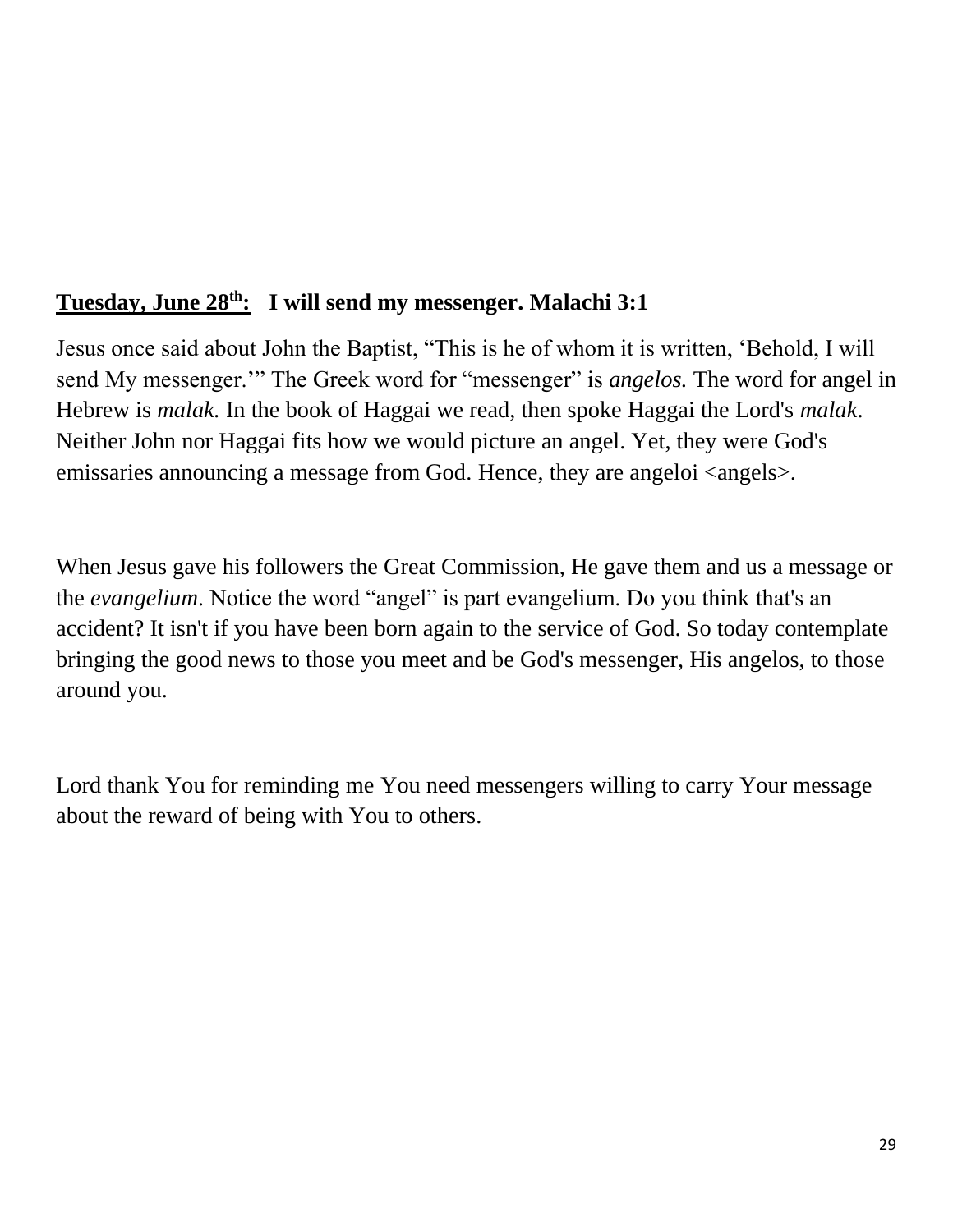**<u>Tuesday, June 28th:</u>   I will send my messenger. Malachi 3:1**

Jesus once said about John the Baptist, "This is he of whom it is written, 'Behold, I will send My messenger.'" The Greek word for "messenger" is *angelos.* The word for angel in Hebrew is *malak.* In the book of Haggai we read, then spoke Haggai the Lord's *malak*. Neither John nor Haggai fits how we would picture an angel. Yet, they were God's emissaries announcing a message from God. Hence, they are angeloi <angels>.

When Jesus gave his followers the Great Commission, He gave them and us a message or the *evangelium*. Notice the word "angel" is part evangelium. Do you think that's an accident? It isn't if you have been born again to the service of God. So today contemplate bringing the good news to those you meet and be God's messenger, His angelos, to those around you.

Lord thank You for reminding me You need messengers willing to carry Your message about the reward of being with You to others.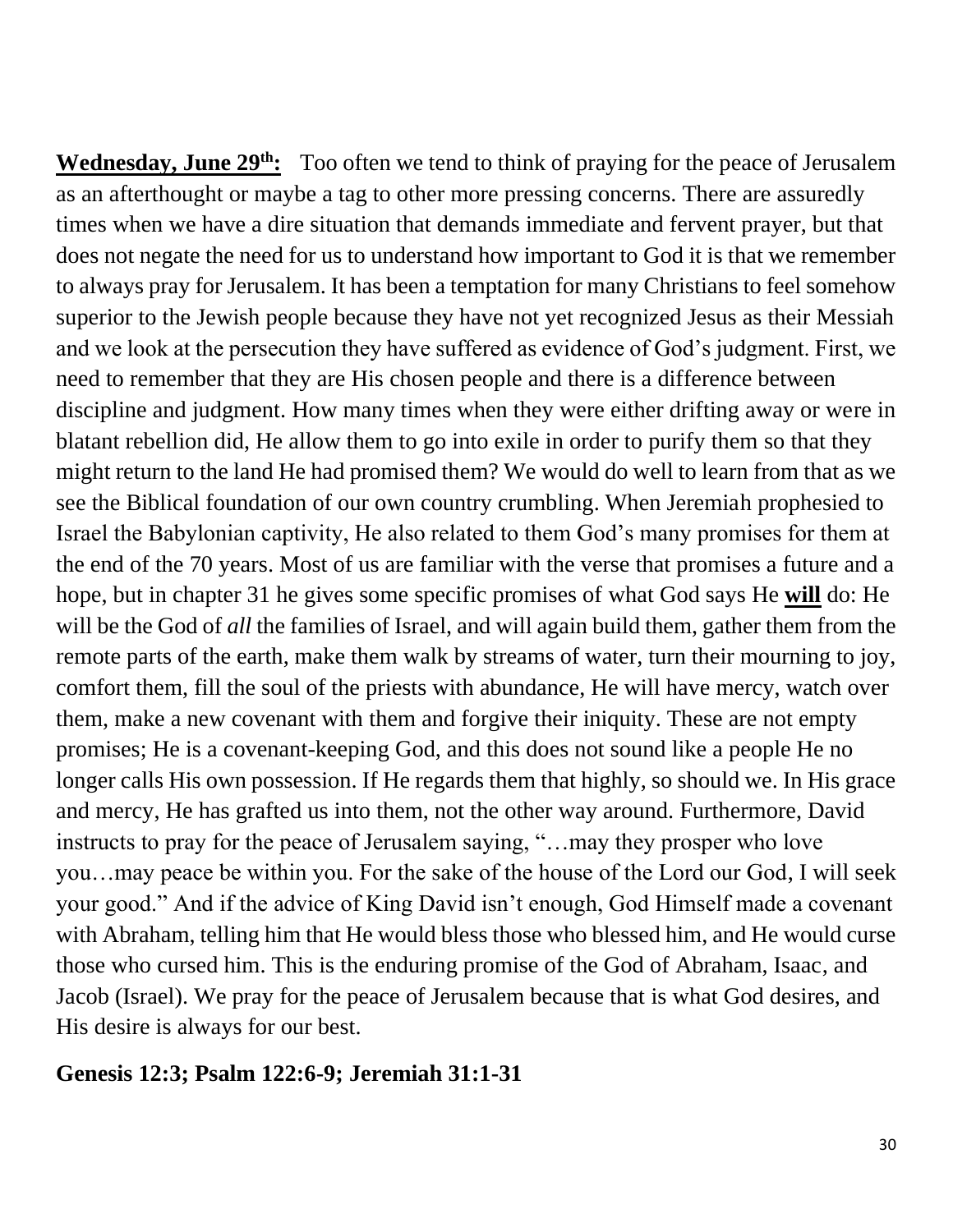**<u>Wednesday, June 29th:</u>** Too often we tend to think of praying for the peace of Jerusalem as an afterthought or maybe a tag to other more pressing concerns. There are assuredly times when we have a dire situation that demands immediate and fervent prayer, but that does not negate the need for us to understand how important to God it is that we remember to always pray for Jerusalem. It has been a temptation for many Christians to feel somehow superior to the Jewish people because they have not yet recognized Jesus as their Messiah and we look at the persecution they have suffered as evidence of God's judgment. First, we need to remember that they are His chosen people and there is a difference between discipline and judgment. How many times when they were either drifting away or were in blatant rebellion did, He allow them to go into exile in order to purify them so that they might return to the land He had promised them? We would do well to learn from that as we see the Biblical foundation of our own country crumbling. When Jeremiah prophesied to Israel the Babylonian captivity, He also related to them God's many promises for them at the end of the 70 years. Most of us are familiar with the verse that promises a future and a hope, but in chapter 31 he gives some specific promises of what God says He **<u>will</u>** do: He will be the God of *all* the families of Israel, and will again build them, gather them from the remote parts of the earth, make them walk by streams of water, turn their mourning to joy, comfort them, fill the soul of the priests with abundance, He will have mercy, watch over them, make a new covenant with them and forgive their iniquity. These are not empty promises; He is a covenant-keeping God, and this does not sound like a people He no longer calls His own possession. If He regards them that highly, so should we. In His grace and mercy, He has grafted us into them, not the other way around. Furthermore, David instructs to pray for the peace of Jerusalem saying, "…may they prosper who love you…may peace be within you. For the sake of the house of the Lord our God, I will seek your good." And if the advice of King David isn't enough, God Himself made a covenant with Abraham, telling him that He would bless those who blessed him, and He would curse those who cursed him. This is the enduring promise of the God of Abraham, Isaac, and Jacob (Israel). We pray for the peace of Jerusalem because that is what God desires, and His desire is always for our best.

**Genesis 12:3; Psalm 122:6-9; Jeremiah 31:1-31**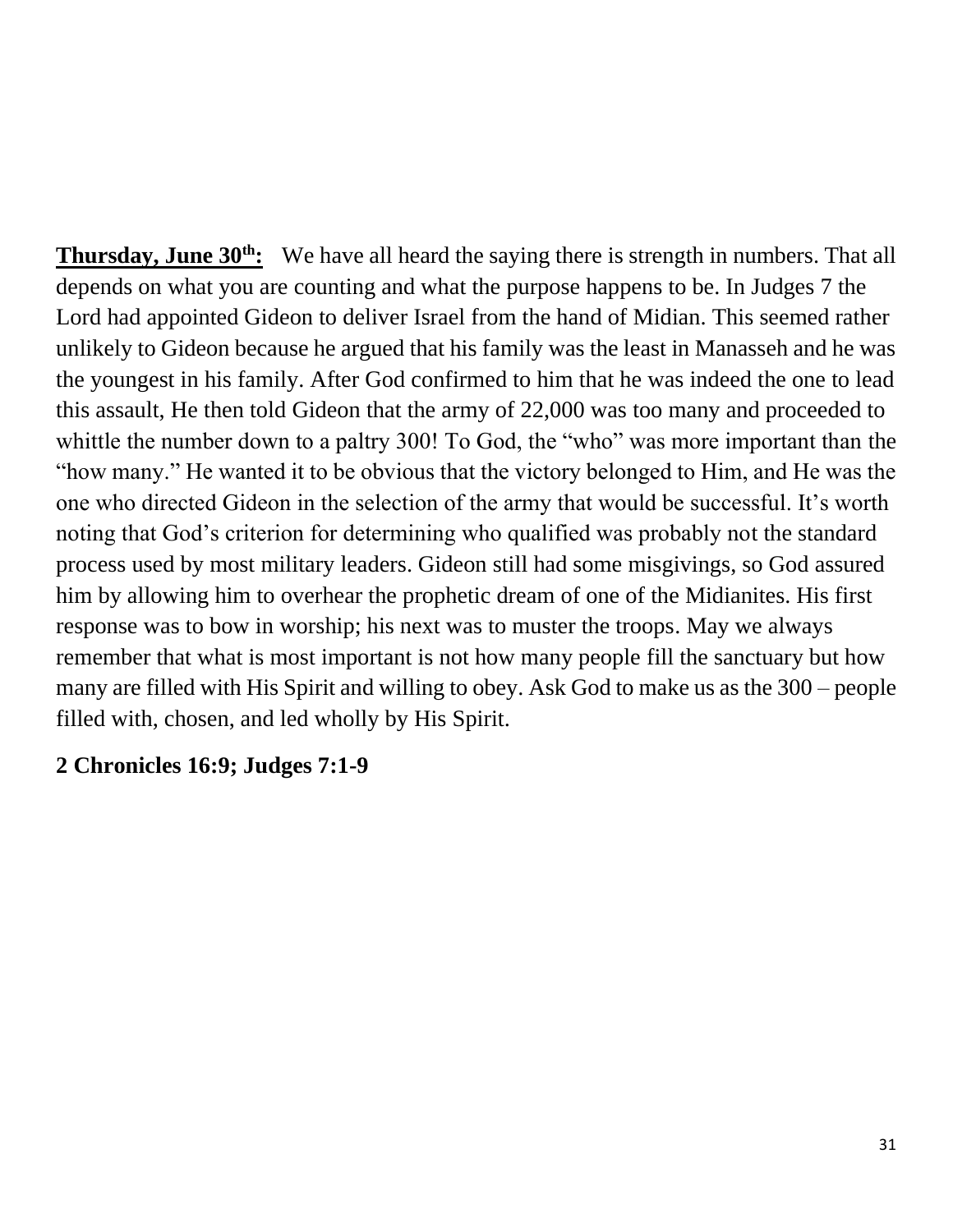**Thursday, June 30th:** We have all heard the saying there is strength in numbers. That all depends on what you are counting and what the purpose happens to be. In Judges 7 the Lord had appointed Gideon to deliver Israel from the hand of Midian. This seemed rather unlikely to Gideon because he argued that his family was the least in Manasseh and he was the youngest in his family. After God confirmed to him that he was indeed the one to lead this assault, He then told Gideon that the army of 22,000 was too many and proceeded to whittle the number down to a paltry 300! To God, the "who" was more important than the "how many." He wanted it to be obvious that the victory belonged to Him, and He was the one who directed Gideon in the selection of the army that would be successful. It's worth noting that God's criterion for determining who qualified was probably not the standard process used by most military leaders. Gideon still had some misgivings, so God assured him by allowing him to overhear the prophetic dream of one of the Midianites. His first response was to bow in worship; his next was to muster the troops. May we always remember that what is most important is not how many people fill the sanctuary but how many are filled with His Spirit and willing to obey. Ask God to make us as the 300 – people filled with, chosen, and led wholly by His Spirit.

**2 Chronicles 16:9; Judges 7:1-9**